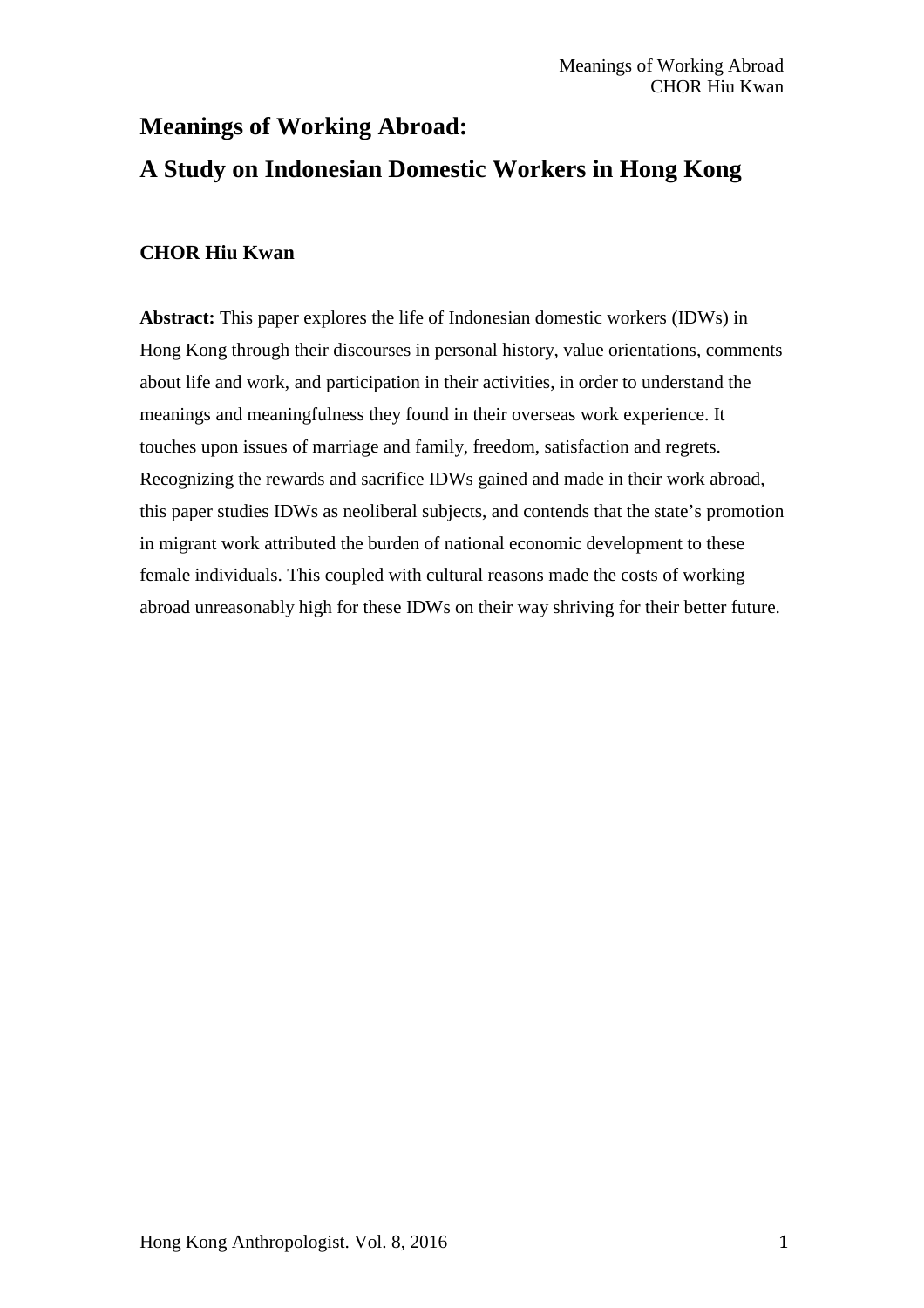# Meanings of Working Abroad:

# A Study on Indonesian Domestic Workers in Hong Kong

**CHOR Hiu Kwan**

**Abstract:** This paper explores the life of Indonesian domestic workers (IDWs) in Hong Kong through their discourses in personal history, value orientations, comments about life and work, and participation in their activities, in order to understand the meanings and meaningfulness they found in their overseas work experience. It touches upon issues of marriage and family, freedom, satisfaction and regrets. Recognizing the rewards and sacrifice IDWs gained and made in their work abroad, this paper studies IDWs as neoliberal subjects, and contends that the state's promotion in migrant work attributed the burden of national economic development to these female individuals. This coupled with cultural reasons made the costs of working abroad unreasonably high for these IDWs on their way shriving for their better future.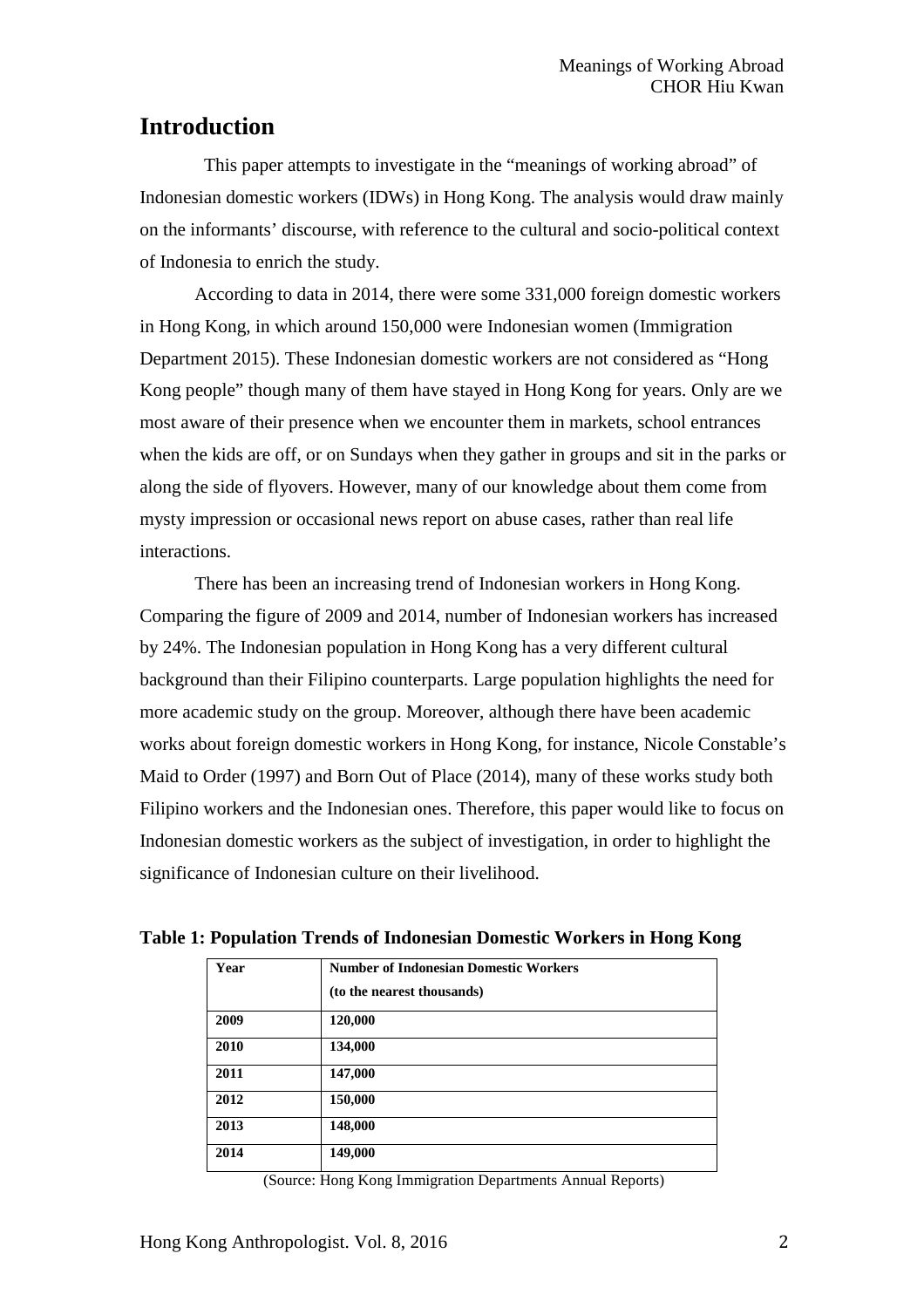## Introduction

This paper attempts to investigate in the "meanings of working abroad" of Indonesian domestic workers (IDWs) in Hong Kong. The analysis would draw mainly on the informants' discourse, with reference to the cultural and socio-political context of Indonesia to enrich the study.

According to data in 2014, there were some 331,000 foreign domestic workers in Hong Kong, in which around 150,000 were Indonesian women (Immigration Department 2015). These Indonesian domestic workers are not considered as "Hong Kong people" though many of them have stayed in Hong Kong for years. Only are we most aware of their presence when we encounter them in markets, school entrances when the kids are off, or on Sundays when they gather in groups and sit in the parks or along the side of flyovers. However, many of our knowledge about them come from mysty impression or occasional news report on abuse cases, rather than real life interactions.

There has been an increasing trend of Indonesian workers in Hong Kong. Comparing the figure of 2009 and 2014, number of Indonesian workers has increased by 24%. The Indonesian population in Hong Kong has a very different cultural background than their Filipino counterparts. Large population highlights the need for more academic study on the group. Moreover, although there have been academic works about foreign domestic workers in Hong Kong, for instance, Nicole Constable's Maid to Order (1997) and Born Out of Place (2014), many of these works study both Filipino workers and the Indonesian ones. Therefore, this paper would like to focus on Indonesian domestic workers as the subject of investigation, in order to highlight the significance of Indonesian culture on their livelihood.

**Table 1: Population Trends of Indonesian Domestic Workers in Hong Kong**

| Year | Number of Indonesian Domestic Workers (to the nearest thousands) |
|---|---|
| 2009 | 120,000 |
| 2010 | 134,000 |
| 2011 | 147,000 |
| 2012 | 150,000 |
| 2013 | 148,000 |
| 2014 | 149,000 |

(Source: Hong Kong Immigration Departments Annual Reports)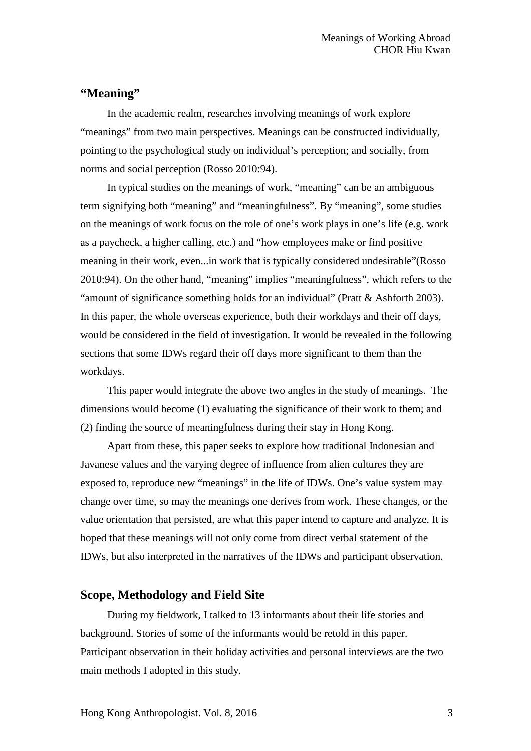## "Meaning"

In the academic realm, researches involving meanings of work explore "meanings" from two main perspectives. Meanings can be constructed individually, pointing to the psychological study on individual's perception; and socially, from norms and social perception (Rosso 2010:94).

In typical studies on the meanings of work, "meaning" can be an ambiguous term signifying both "meaning" and "meaningfulness". By "meaning", some studies on the meanings of work focus on the role of one's work plays in one's life (e.g. work as a paycheck, a higher calling, etc.) and "how employees make or find positive meaning in their work, even...in work that is typically considered undesirable"(Rosso 2010:94). On the other hand, "meaning" implies "meaningfulness", which refers to the "amount of significance something holds for an individual" (Pratt & Ashforth 2003). In this paper, the whole overseas experience, both their workdays and their off days, would be considered in the field of investigation. It would be revealed in the following sections that some IDWs regard their off days more significant to them than the workdays.

This paper would integrate the above two angles in the study of meanings. The dimensions would become (1) evaluating the significance of their work to them; and (2) finding the source of meaningfulness during their stay in Hong Kong.

Apart from these, this paper seeks to explore how traditional Indonesian and Javanese values and the varying degree of influence from alien cultures they are exposed to, reproduce new "meanings" in the life of IDWs. One's value system may change over time, so may the meanings one derives from work. These changes, or the value orientation that persisted, are what this paper intend to capture and analyze. It is hoped that these meanings will not only come from direct verbal statement of the IDWs, but also interpreted in the narratives of the IDWs and participant observation.

## Scope, Methodology and Field Site

During my fieldwork, I talked to 13 informants about their life stories and background. Stories of some of the informants would be retold in this paper. Participant observation in their holiday activities and personal interviews are the two main methods I adopted in this study.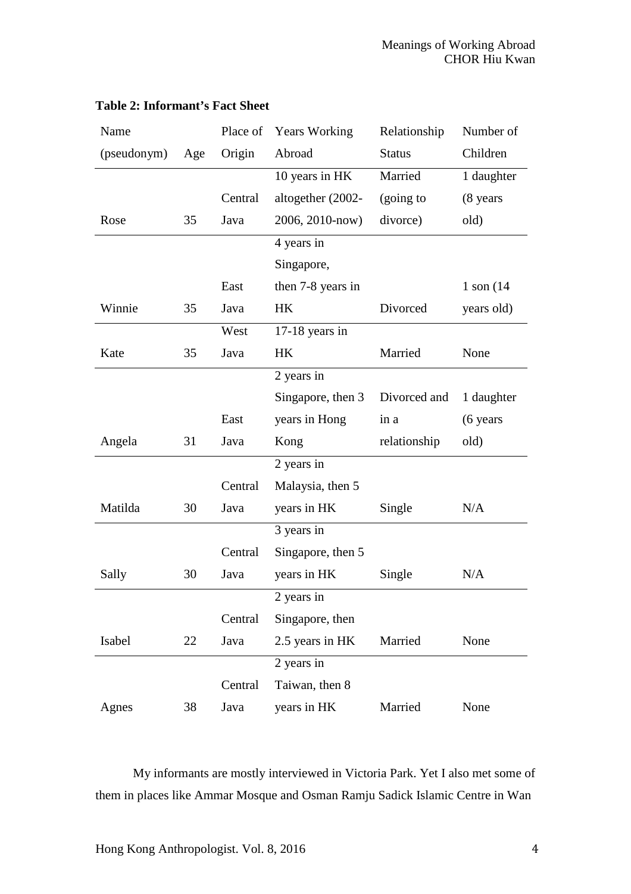**Table 2: Informant's Fact Sheet**

| Name (pseudonym) | Age | Place of Origin | Years Working Abroad | Relationship Status | Number of Children |
|---|---|---|---|---|---|
| Rose | 35 | Central Java | 10 years in HK altogether (2002-2006, 2010-now) | Married (going to divorce) | 1 daughter (8 years old) |
| Winnie | 35 | East Java | 4 years in Singapore, then 7-8 years in HK | Divorced | 1 son (14 years old) |
| Kate | 35 | West Java | 17-18 years in HK | Married | None |
| Angela | 31 | East Java | 2 years in Singapore, then 3 years in Hong Kong | Divorced and in a relationship | 1 daughter (6 years old) |
| Matilda | 30 | Central Java | 2 years in Malaysia, then 5 years in HK | Single | N/A |
| Sally | 30 | Central Java | 3 years in Singapore, then 5 years in HK | Single | N/A |
| Isabel | 22 | Central Java | 2 years in Singapore, then 2.5 years in HK | Married | None |
| Agnes | 38 | Central Java | 2 years in Taiwan, then 8 years in HK | Married | None |

My informants are mostly interviewed in Victoria Park. Yet I also met some of them in places like Ammar Mosque and Osman Ramju Sadick Islamic Centre in Wan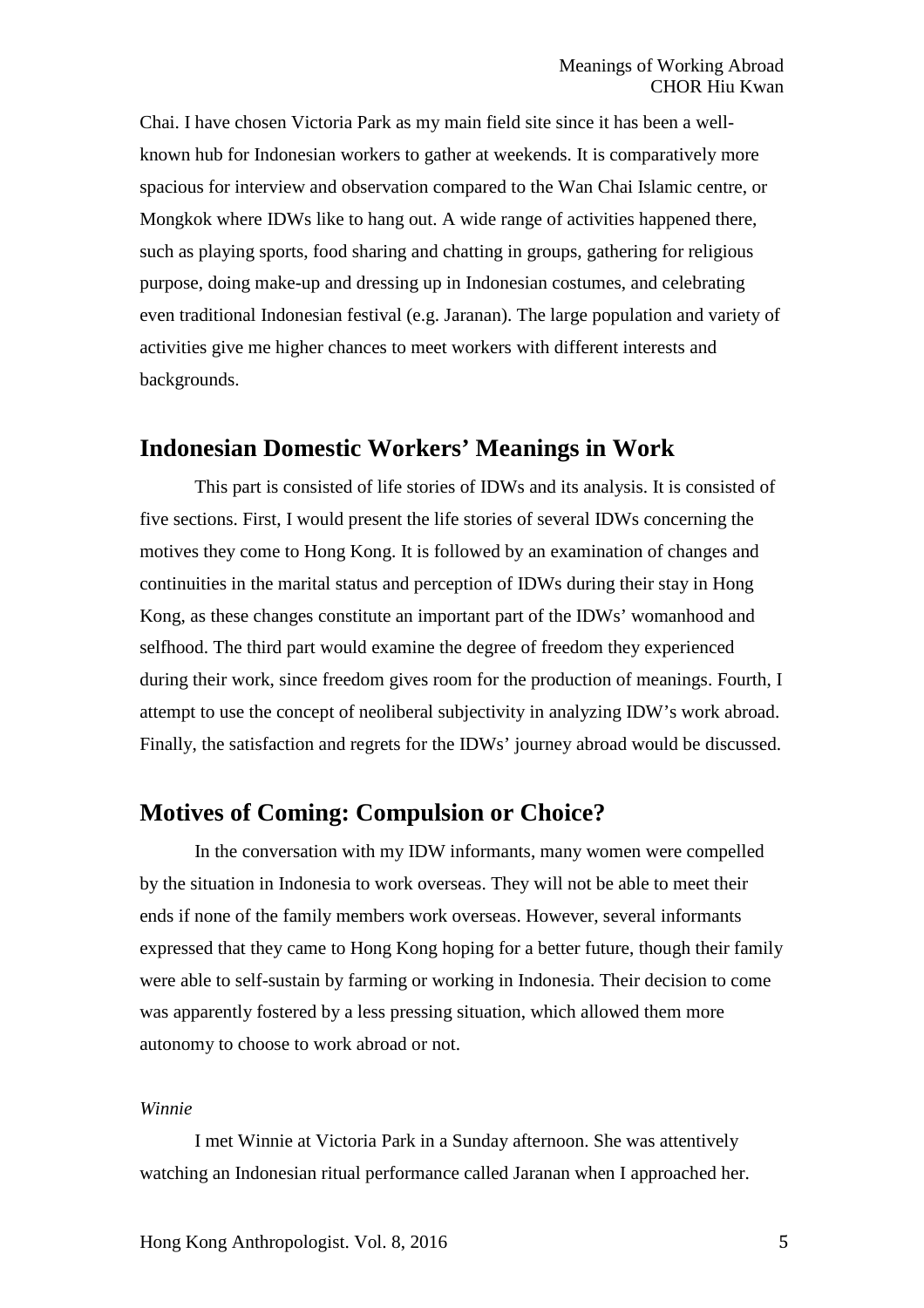Chai. I have chosen Victoria Park as my main field site since it has been a well-known hub for Indonesian workers to gather at weekends. It is comparatively more spacious for interview and observation compared to the Wan Chai Islamic centre, or Mongkok where IDWs like to hang out. A wide range of activities happened there, such as playing sports, food sharing and chatting in groups, gathering for religious purpose, doing make-up and dressing up in Indonesian costumes, and celebrating even traditional Indonesian festival (e.g. Jaranan). The large population and variety of activities give me higher chances to meet workers with different interests and backgrounds.

## Indonesian Domestic Workers' Meanings in Work

This part is consisted of life stories of IDWs and its analysis. It is consisted of five sections. First, I would present the life stories of several IDWs concerning the motives they come to Hong Kong. It is followed by an examination of changes and continuities in the marital status and perception of IDWs during their stay in Hong Kong, as these changes constitute an important part of the IDWs' womanhood and selfhood. The third part would examine the degree of freedom they experienced during their work, since freedom gives room for the production of meanings. Fourth, I attempt to use the concept of neoliberal subjectivity in analyzing IDW's work abroad. Finally, the satisfaction and regrets for the IDWs' journey abroad would be discussed.

## Motives of Coming: Compulsion or Choice?

In the conversation with my IDW informants, many women were compelled by the situation in Indonesia to work overseas. They will not be able to meet their ends if none of the family members work overseas. However, several informants expressed that they came to Hong Kong hoping for a better future, though their family were able to self-sustain by farming or working in Indonesia. Their decision to come was apparently fostered by a less pressing situation, which allowed them more autonomy to choose to work abroad or not.

*Winnie*

I met Winnie at Victoria Park in a Sunday afternoon. She was attentively watching an Indonesian ritual performance called Jaranan when I approached her.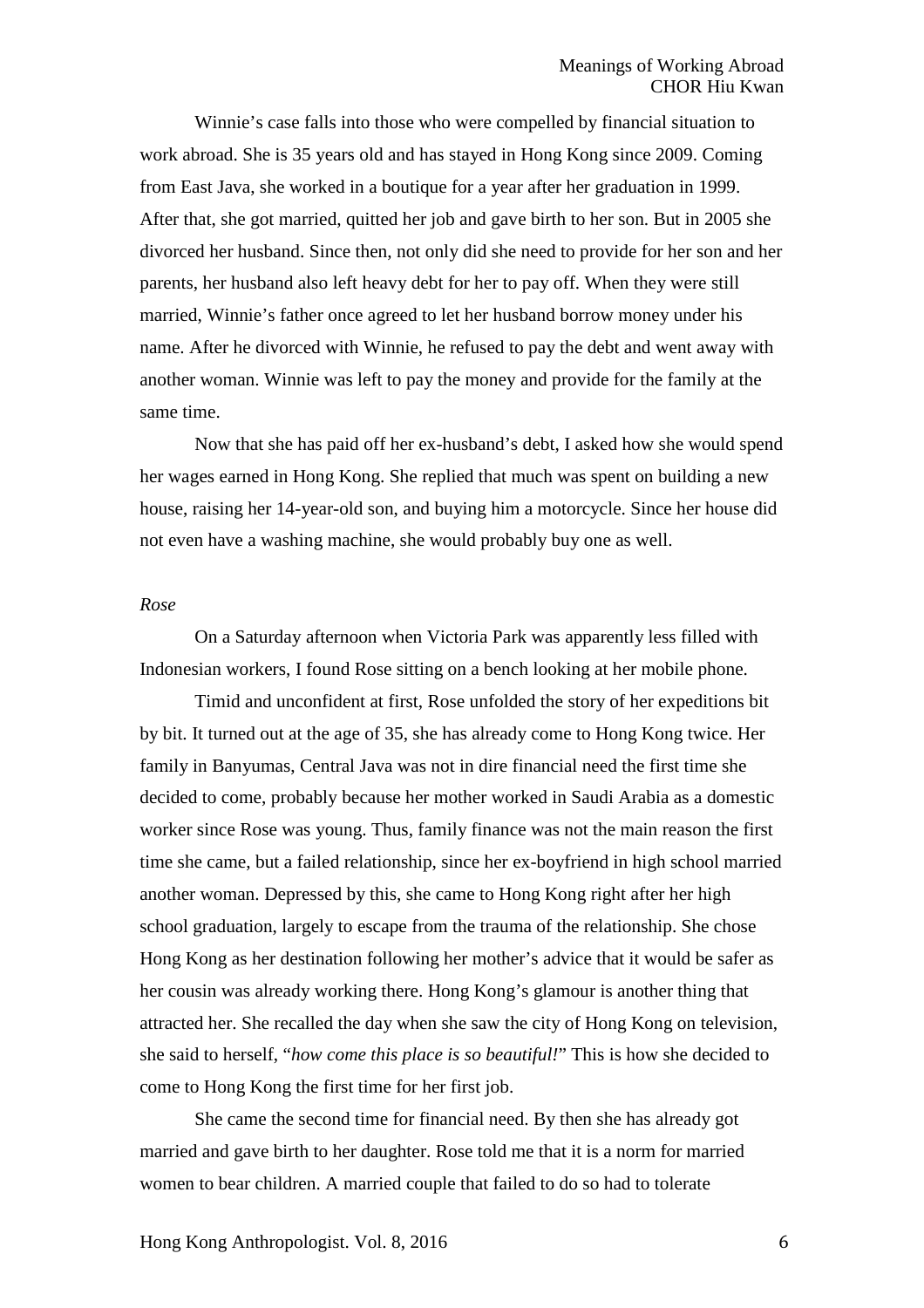Winnie's case falls into those who were compelled by financial situation to work abroad. She is 35 years old and has stayed in Hong Kong since 2009. Coming from East Java, she worked in a boutique for a year after her graduation in 1999. After that, she got married, quitted her job and gave birth to her son. But in 2005 she divorced her husband. Since then, not only did she need to provide for her son and her parents, her husband also left heavy debt for her to pay off. When they were still married, Winnie's father once agreed to let her husband borrow money under his name. After he divorced with Winnie, he refused to pay the debt and went away with another woman. Winnie was left to pay the money and provide for the family at the same time.

Now that she has paid off her ex-husband's debt, I asked how she would spend her wages earned in Hong Kong. She replied that much was spent on building a new house, raising her 14-year-old son, and buying him a motorcycle. Since her house did not even have a washing machine, she would probably buy one as well.

*Rose*

On a Saturday afternoon when Victoria Park was apparently less filled with Indonesian workers, I found Rose sitting on a bench looking at her mobile phone.

Timid and unconfident at first, Rose unfolded the story of her expeditions bit by bit. It turned out at the age of 35, she has already come to Hong Kong twice. Her family in Banyumas, Central Java was not in dire financial need the first time she decided to come, probably because her mother worked in Saudi Arabia as a domestic worker since Rose was young. Thus, family finance was not the main reason the first time she came, but a failed relationship, since her ex-boyfriend in high school married another woman. Depressed by this, she came to Hong Kong right after her high school graduation, largely to escape from the trauma of the relationship. She chose Hong Kong as her destination following her mother's advice that it would be safer as her cousin was already working there. Hong Kong's glamour is another thing that attracted her. She recalled the day when she saw the city of Hong Kong on television, she said to herself, "*how come this place is so beautiful!*" This is how she decided to come to Hong Kong the first time for her first job.

She came the second time for financial need. By then she has already got married and gave birth to her daughter. Rose told me that it is a norm for married women to bear children. A married couple that failed to do so had to tolerate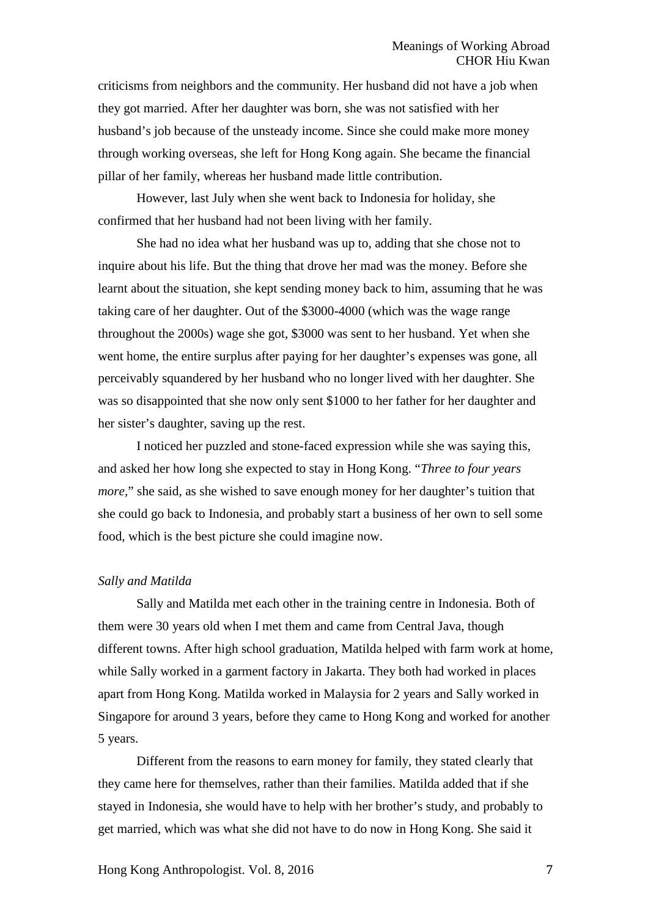criticisms from neighbors and the community. Her husband did not have a job when they got married. After her daughter was born, she was not satisfied with her husband's job because of the unsteady income. Since she could make more money through working overseas, she left for Hong Kong again. She became the financial pillar of her family, whereas her husband made little contribution.

However, last July when she went back to Indonesia for holiday, she confirmed that her husband had not been living with her family.

She had no idea what her husband was up to, adding that she chose not to inquire about his life. But the thing that drove her mad was the money. Before she learnt about the situation, she kept sending money back to him, assuming that he was taking care of her daughter. Out of the $3000-4000 (which was the wage range throughout the 2000s) wage she got, $3000 was sent to her husband. Yet when she went home, the entire surplus after paying for her daughter's expenses was gone, all perceivably squandered by her husband who no longer lived with her daughter. She was so disappointed that she now only sent $1000 to her father for her daughter and her sister's daughter, saving up the rest.

I noticed her puzzled and stone-faced expression while she was saying this, and asked her how long she expected to stay in Hong Kong. "*Three to four years more,*" she said, as she wished to save enough money for her daughter's tuition that she could go back to Indonesia, and probably start a business of her own to sell some food, which is the best picture she could imagine now.

*Sally and Matilda*

Sally and Matilda met each other in the training centre in Indonesia. Both of them were 30 years old when I met them and came from Central Java, though different towns. After high school graduation, Matilda helped with farm work at home, while Sally worked in a garment factory in Jakarta. They both had worked in places apart from Hong Kong. Matilda worked in Malaysia for 2 years and Sally worked in Singapore for around 3 years, before they came to Hong Kong and worked for another 5 years.

Different from the reasons to earn money for family, they stated clearly that they came here for themselves, rather than their families. Matilda added that if she stayed in Indonesia, she would have to help with her brother's study, and probably to get married, which was what she did not have to do now in Hong Kong. She said it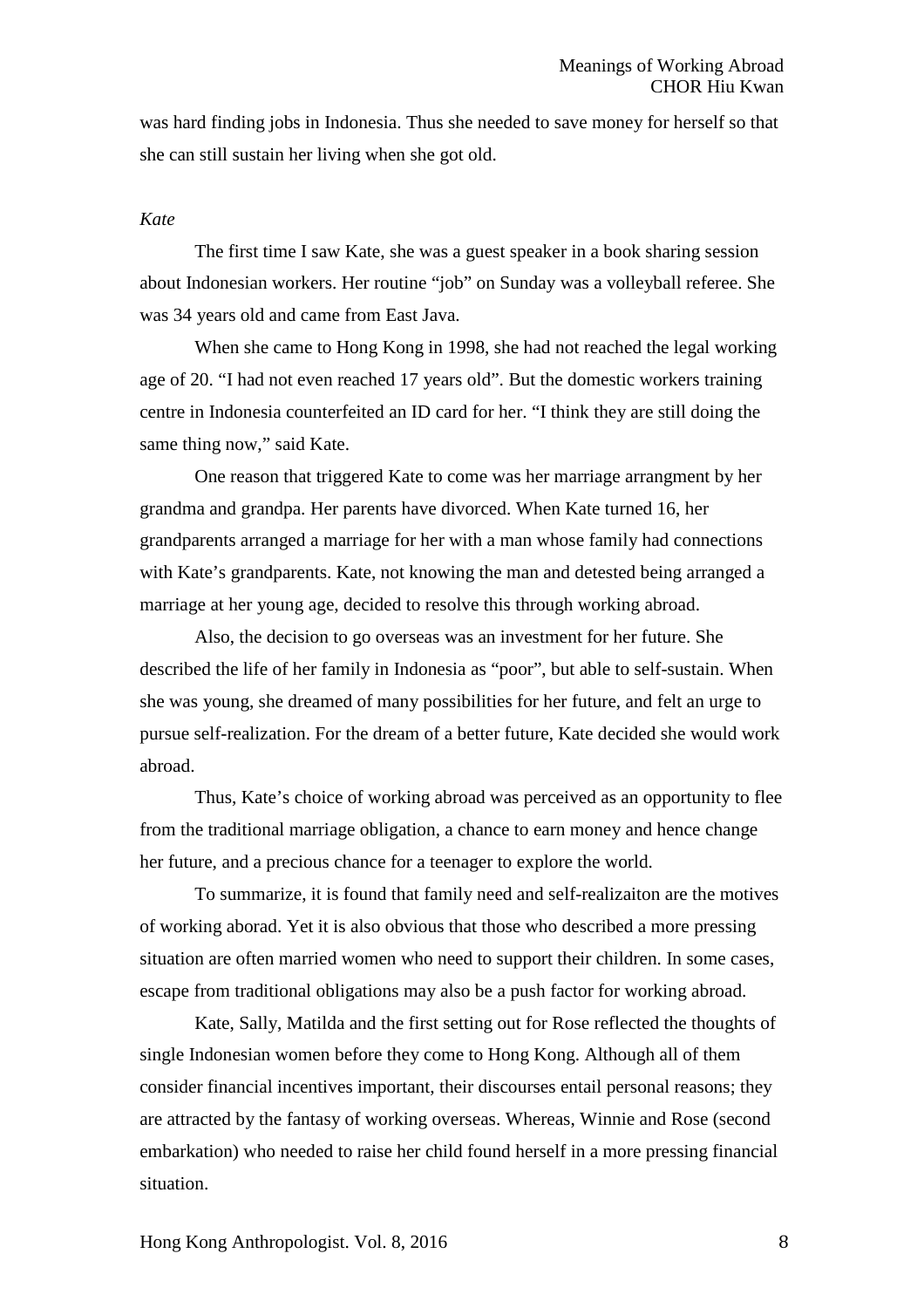was hard finding jobs in Indonesia. Thus she needed to save money for herself so that she can still sustain her living when she got old.

*Kate*

The first time I saw Kate, she was a guest speaker in a book sharing session about Indonesian workers. Her routine "job" on Sunday was a volleyball referee. She was 34 years old and came from East Java.

When she came to Hong Kong in 1998, she had not reached the legal working age of 20. "I had not even reached 17 years old". But the domestic workers training centre in Indonesia counterfeited an ID card for her. "I think they are still doing the same thing now," said Kate.

One reason that triggered Kate to come was her marriage arrangment by her grandma and grandpa. Her parents have divorced. When Kate turned 16, her grandparents arranged a marriage for her with a man whose family had connections with Kate's grandparents. Kate, not knowing the man and detested being arranged a marriage at her young age, decided to resolve this through working abroad.

Also, the decision to go overseas was an investment for her future. She described the life of her family in Indonesia as "poor", but able to self-sustain. When she was young, she dreamed of many possibilities for her future, and felt an urge to pursue self-realization. For the dream of a better future, Kate decided she would work abroad.

Thus, Kate's choice of working abroad was perceived as an opportunity to flee from the traditional marriage obligation, a chance to earn money and hence change her future, and a precious chance for a teenager to explore the world.

To summarize, it is found that family need and self-realizaiton are the motives of working aborad. Yet it is also obvious that those who described a more pressing situation are often married women who need to support their children. In some cases, escape from traditional obligations may also be a push factor for working abroad.

Kate, Sally, Matilda and the first setting out for Rose reflected the thoughts of single Indonesian women before they come to Hong Kong. Although all of them consider financial incentives important, their discourses entail personal reasons; they are attracted by the fantasy of working overseas. Whereas, Winnie and Rose (second embarkation) who needed to raise her child found herself in a more pressing financial situation.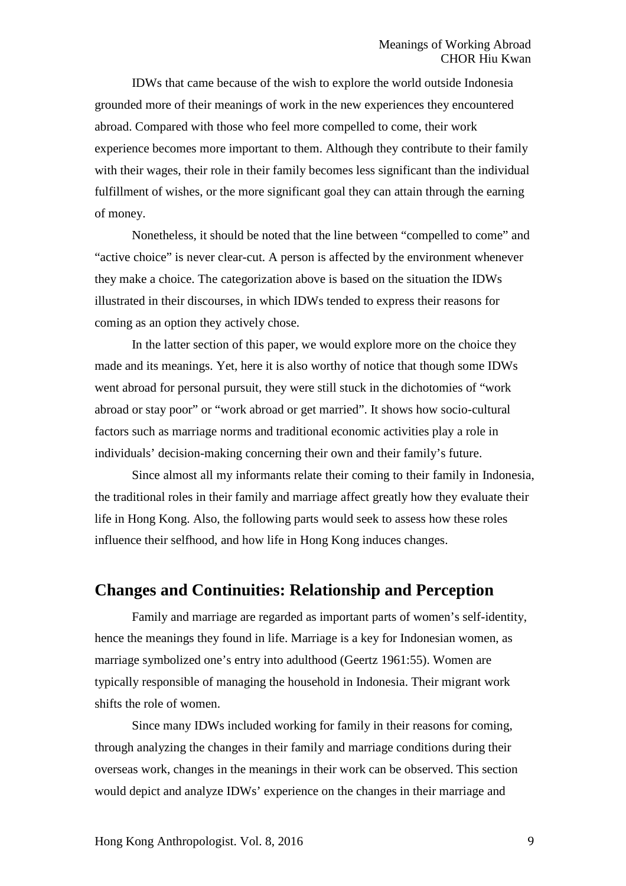IDWs that came because of the wish to explore the world outside Indonesia grounded more of their meanings of work in the new experiences they encountered abroad. Compared with those who feel more compelled to come, their work experience becomes more important to them. Although they contribute to their family with their wages, their role in their family becomes less significant than the individual fulfillment of wishes, or the more significant goal they can attain through the earning of money.

Nonetheless, it should be noted that the line between "compelled to come" and "active choice" is never clear-cut. A person is affected by the environment whenever they make a choice. The categorization above is based on the situation the IDWs illustrated in their discourses, in which IDWs tended to express their reasons for coming as an option they actively chose.

In the latter section of this paper, we would explore more on the choice they made and its meanings. Yet, here it is also worthy of notice that though some IDWs went abroad for personal pursuit, they were still stuck in the dichotomies of "work abroad or stay poor" or "work abroad or get married". It shows how socio-cultural factors such as marriage norms and traditional economic activities play a role in individuals' decision-making concerning their own and their family's future.

Since almost all my informants relate their coming to their family in Indonesia, the traditional roles in their family and marriage affect greatly how they evaluate their life in Hong Kong. Also, the following parts would seek to assess how these roles influence their selfhood, and how life in Hong Kong induces changes.

## Changes and Continuities: Relationship and Perception

Family and marriage are regarded as important parts of women's self-identity, hence the meanings they found in life. Marriage is a key for Indonesian women, as marriage symbolized one's entry into adulthood (Geertz 1961:55). Women are typically responsible of managing the household in Indonesia. Their migrant work shifts the role of women.

Since many IDWs included working for family in their reasons for coming, through analyzing the changes in their family and marriage conditions during their overseas work, changes in the meanings in their work can be observed. This section would depict and analyze IDWs' experience on the changes in their marriage and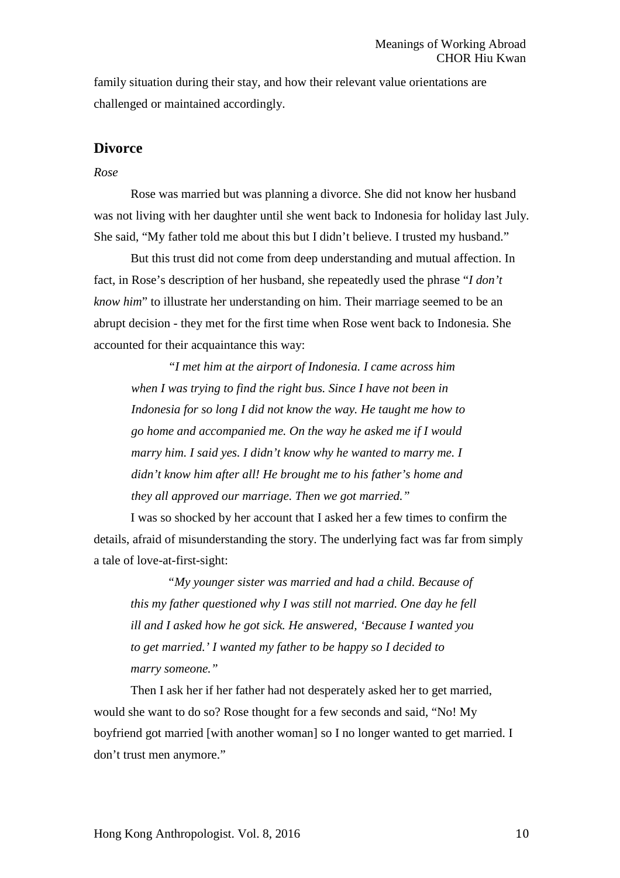family situation during their stay, and how their relevant value orientations are challenged or maintained accordingly.

## Divorce

*Rose*

Rose was married but was planning a divorce. She did not know her husband was not living with her daughter until she went back to Indonesia for holiday last July. She said, "My father told me about this but I didn't believe. I trusted my husband."

But this trust did not come from deep understanding and mutual affection. In fact, in Rose's description of her husband, she repeatedly used the phrase "*I don't know him*" to illustrate her understanding on him. Their marriage seemed to be an abrupt decision - they met for the first time when Rose went back to Indonesia. She accounted for their acquaintance this way:

> *"I met him at the airport of Indonesia. I came across him when I was trying to find the right bus. Since I have not been in Indonesia for so long I did not know the way. He taught me how to go home and accompanied me. On the way he asked me if I would marry him. I said yes. I didn't know why he wanted to marry me. I didn't know him after all! He brought me to his father's home and they all approved our marriage. Then we got married."*

I was so shocked by her account that I asked her a few times to confirm the details, afraid of misunderstanding the story. The underlying fact was far from simply a tale of love-at-first-sight:

> *"My younger sister was married and had a child. Because of this my father questioned why I was still not married. One day he fell ill and I asked how he got sick. He answered, 'Because I wanted you to get married.' I wanted my father to be happy so I decided to marry someone."*

Then I ask her if her father had not desperately asked her to get married, would she want to do so? Rose thought for a few seconds and said, "No! My boyfriend got married [with another woman] so I no longer wanted to get married. I don't trust men anymore."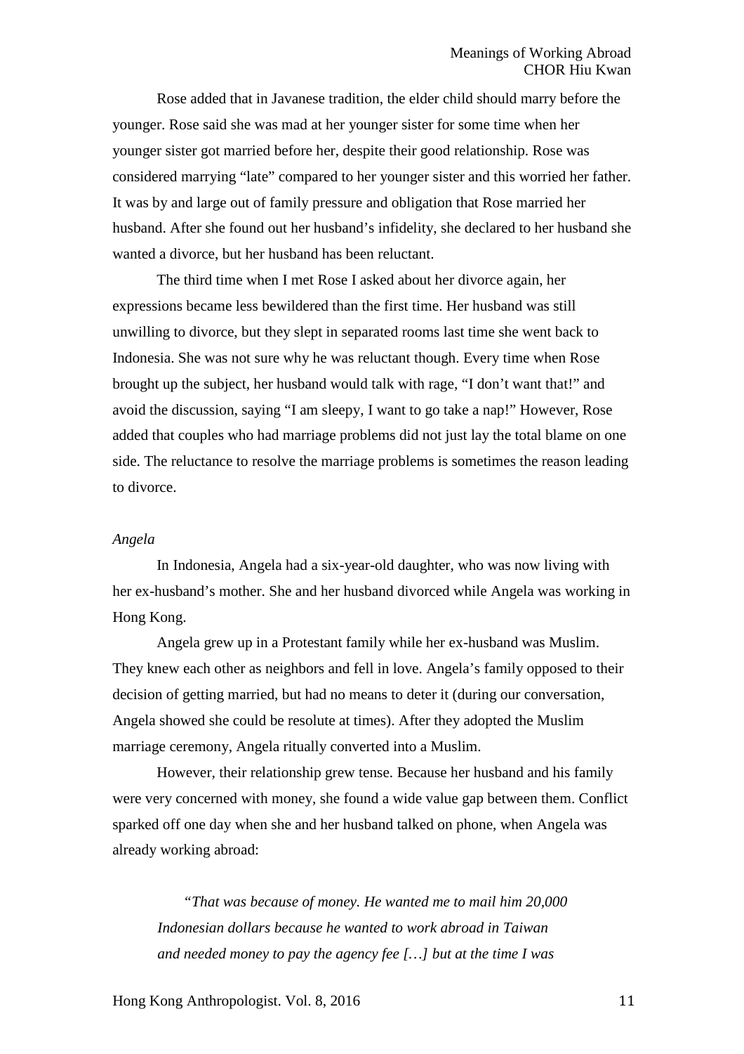Rose added that in Javanese tradition, the elder child should marry before the younger. Rose said she was mad at her younger sister for some time when her younger sister got married before her, despite their good relationship. Rose was considered marrying "late" compared to her younger sister and this worried her father. It was by and large out of family pressure and obligation that Rose married her husband. After she found out her husband's infidelity, she declared to her husband she wanted a divorce, but her husband has been reluctant.

The third time when I met Rose I asked about her divorce again, her expressions became less bewildered than the first time. Her husband was still unwilling to divorce, but they slept in separated rooms last time she went back to Indonesia. She was not sure why he was reluctant though. Every time when Rose brought up the subject, her husband would talk with rage, "I don't want that!" and avoid the discussion, saying "I am sleepy, I want to go take a nap!" However, Rose added that couples who had marriage problems did not just lay the total blame on one side. The reluctance to resolve the marriage problems is sometimes the reason leading to divorce.

*Angela*

In Indonesia, Angela had a six-year-old daughter, who was now living with her ex-husband's mother. She and her husband divorced while Angela was working in Hong Kong.

Angela grew up in a Protestant family while her ex-husband was Muslim. They knew each other as neighbors and fell in love. Angela's family opposed to their decision of getting married, but had no means to deter it (during our conversation, Angela showed she could be resolute at times). After they adopted the Muslim marriage ceremony, Angela ritually converted into a Muslim.

However, their relationship grew tense. Because her husband and his family were very concerned with money, she found a wide value gap between them. Conflict sparked off one day when she and her husband talked on phone, when Angela was already working abroad:

> *"That was because of money. He wanted me to mail him 20,000 Indonesian dollars because he wanted to work abroad in Taiwan and needed money to pay the agency fee […] but at the time I was*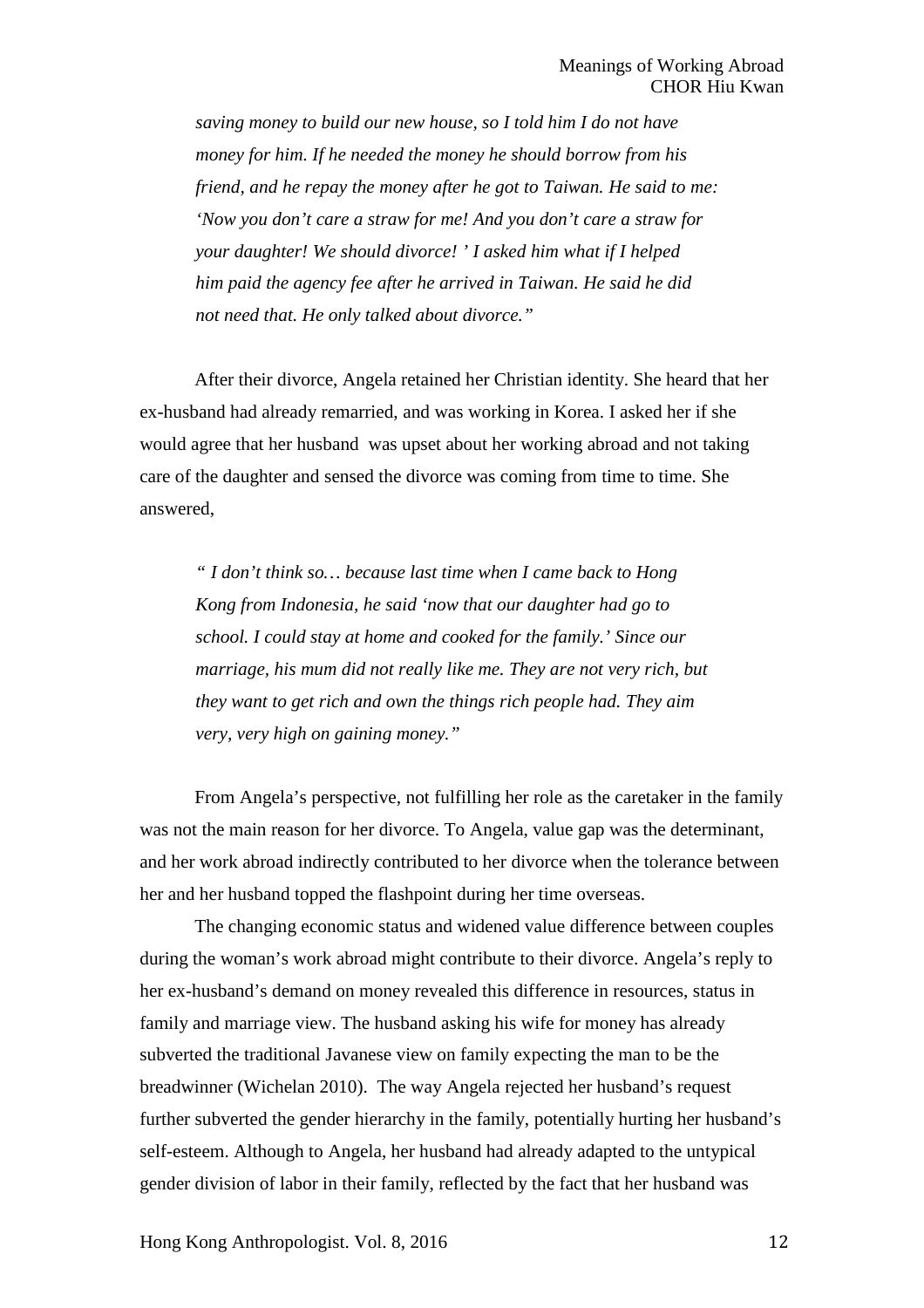*saving money to build our new house, so I told him I do not have money for him. If he needed the money he should borrow from his friend, and he repay the money after he got to Taiwan. He said to me: 'Now you don't care a straw for me! And you don't care a straw for your daughter! We should divorce! ' I asked him what if I helped him paid the agency fee after he arrived in Taiwan. He said he did not need that. He only talked about divorce."*

After their divorce, Angela retained her Christian identity. She heard that her ex-husband had already remarried, and was working in Korea. I asked her if she would agree that her husband was upset about her working abroad and not taking care of the daughter and sensed the divorce was coming from time to time. She answered,

*" I don't think so… because last time when I came back to Hong Kong from Indonesia, he said 'now that our daughter had go to school. I could stay at home and cooked for the family.' Since our marriage, his mum did not really like me. They are not very rich, but they want to get rich and own the things rich people had. They aim very, very high on gaining money."*

From Angela's perspective, not fulfilling her role as the caretaker in the family was not the main reason for her divorce. To Angela, value gap was the determinant, and her work abroad indirectly contributed to her divorce when the tolerance between her and her husband topped the flashpoint during her time overseas.

The changing economic status and widened value difference between couples during the woman's work abroad might contribute to their divorce. Angela's reply to her ex-husband's demand on money revealed this difference in resources, status in family and marriage view. The husband asking his wife for money has already subverted the traditional Javanese view on family expecting the man to be the breadwinner (Wichelan 2010). The way Angela rejected her husband's request further subverted the gender hierarchy in the family, potentially hurting her husband's self-esteem. Although to Angela, her husband had already adapted to the untypical gender division of labor in their family, reflected by the fact that her husband was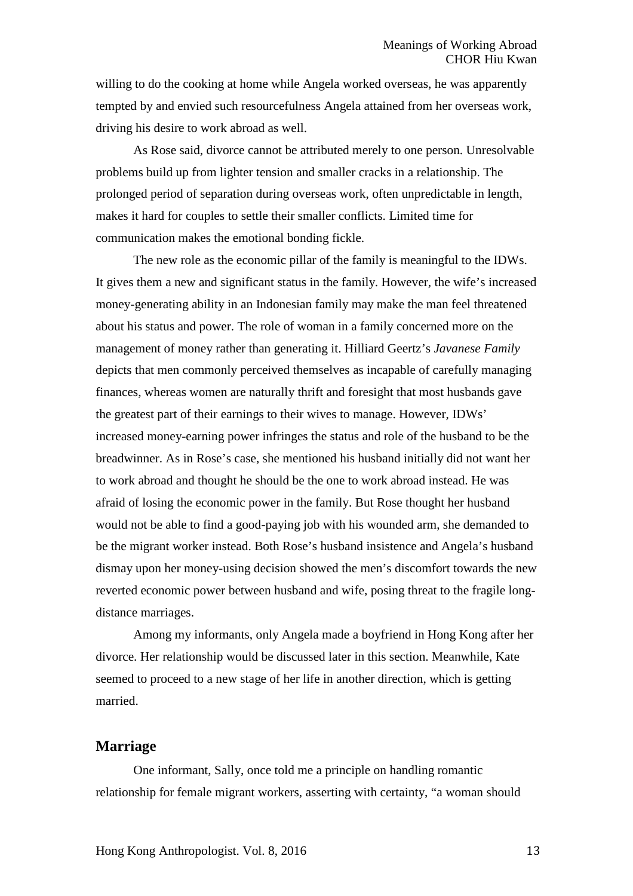willing to do the cooking at home while Angela worked overseas, he was apparently tempted by and envied such resourcefulness Angela attained from her overseas work, driving his desire to work abroad as well.

As Rose said, divorce cannot be attributed merely to one person. Unresolvable problems build up from lighter tension and smaller cracks in a relationship. The prolonged period of separation during overseas work, often unpredictable in length, makes it hard for couples to settle their smaller conflicts. Limited time for communication makes the emotional bonding fickle.

The new role as the economic pillar of the family is meaningful to the IDWs. It gives them a new and significant status in the family. However, the wife's increased money-generating ability in an Indonesian family may make the man feel threatened about his status and power. The role of woman in a family concerned more on the management of money rather than generating it. Hilliard Geertz's *Javanese Family* depicts that men commonly perceived themselves as incapable of carefully managing finances, whereas women are naturally thrift and foresight that most husbands gave the greatest part of their earnings to their wives to manage. However, IDWs' increased money-earning power infringes the status and role of the husband to be the breadwinner. As in Rose's case, she mentioned his husband initially did not want her to work abroad and thought he should be the one to work abroad instead. He was afraid of losing the economic power in the family. But Rose thought her husband would not be able to find a good-paying job with his wounded arm, she demanded to be the migrant worker instead. Both Rose's husband insistence and Angela's husband dismay upon her money-using decision showed the men's discomfort towards the new reverted economic power between husband and wife, posing threat to the fragile long-distance marriages.

Among my informants, only Angela made a boyfriend in Hong Kong after her divorce. Her relationship would be discussed later in this section. Meanwhile, Kate seemed to proceed to a new stage of her life in another direction, which is getting married.

## Marriage

One informant, Sally, once told me a principle on handling romantic relationship for female migrant workers, asserting with certainty, "a woman should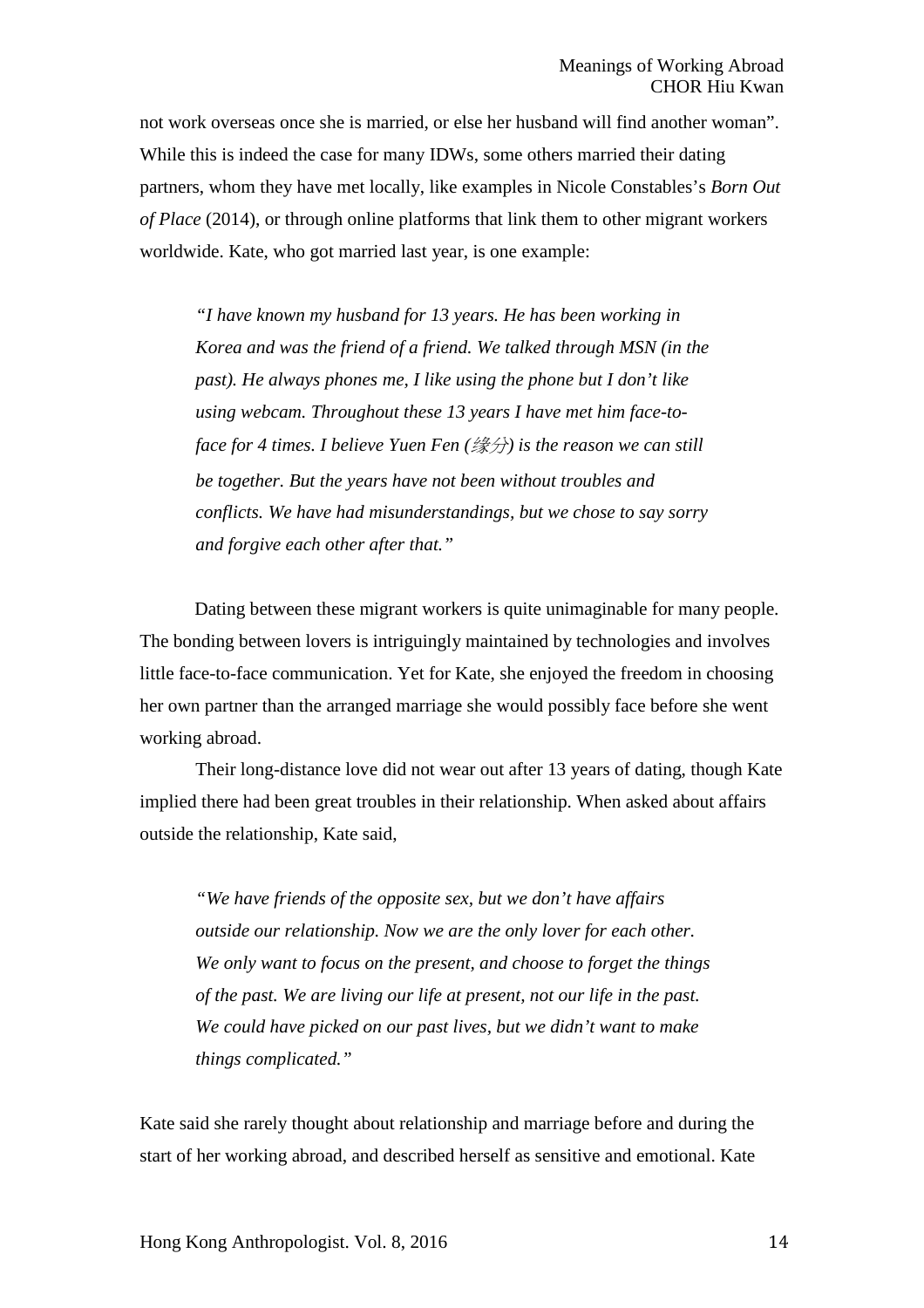not work overseas once she is married, or else her husband will find another woman". While this is indeed the case for many IDWs, some others married their dating partners, whom they have met locally, like examples in Nicole Constables's *Born Out of Place* (2014), or through online platforms that link them to other migrant workers worldwide. Kate, who got married last year, is one example:

> *"I have known my husband for 13 years. He has been working in Korea and was the friend of a friend. We talked through MSN (in the past). He always phones me, I like using the phone but I don't like using webcam. Throughout these 13 years I have met him face-to-face for 4 times. I believe Yuen Fen (缘分) is the reason we can still be together. But the years have not been without troubles and conflicts. We have had misunderstandings, but we chose to say sorry and forgive each other after that."*

Dating between these migrant workers is quite unimaginable for many people. The bonding between lovers is intriguingly maintained by technologies and involves little face-to-face communication. Yet for Kate, she enjoyed the freedom in choosing her own partner than the arranged marriage she would possibly face before she went working abroad.

Their long-distance love did not wear out after 13 years of dating, though Kate implied there had been great troubles in their relationship. When asked about affairs outside the relationship, Kate said,

> *"We have friends of the opposite sex, but we don't have affairs outside our relationship. Now we are the only lover for each other. We only want to focus on the present, and choose to forget the things of the past. We are living our life at present, not our life in the past. We could have picked on our past lives, but we didn't want to make things complicated."*

Kate said she rarely thought about relationship and marriage before and during the start of her working abroad, and described herself as sensitive and emotional. Kate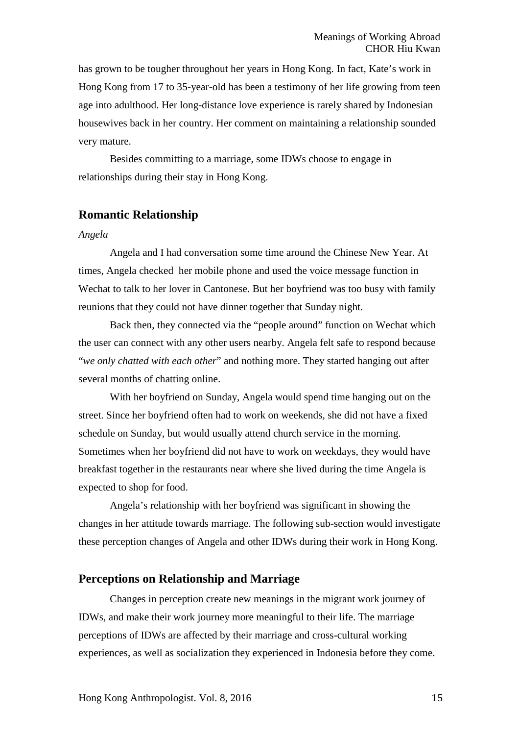has grown to be tougher throughout her years in Hong Kong. In fact, Kate's work in Hong Kong from 17 to 35-year-old has been a testimony of her life growing from teen age into adulthood. Her long-distance love experience is rarely shared by Indonesian housewives back in her country. Her comment on maintaining a relationship sounded very mature.

Besides committing to a marriage, some IDWs choose to engage in relationships during their stay in Hong Kong.

## Romantic Relationship

*Angela*

Angela and I had conversation some time around the Chinese New Year. At times, Angela checked her mobile phone and used the voice message function in Wechat to talk to her lover in Cantonese. But her boyfriend was too busy with family reunions that they could not have dinner together that Sunday night.

Back then, they connected via the "people around" function on Wechat which the user can connect with any other users nearby. Angela felt safe to respond because "*we only chatted with each other*" and nothing more. They started hanging out after several months of chatting online.

With her boyfriend on Sunday, Angela would spend time hanging out on the street. Since her boyfriend often had to work on weekends, she did not have a fixed schedule on Sunday, but would usually attend church service in the morning. Sometimes when her boyfriend did not have to work on weekdays, they would have breakfast together in the restaurants near where she lived during the time Angela is expected to shop for food.

Angela's relationship with her boyfriend was significant in showing the changes in her attitude towards marriage. The following sub-section would investigate these perception changes of Angela and other IDWs during their work in Hong Kong.

## Perceptions on Relationship and Marriage

Changes in perception create new meanings in the migrant work journey of IDWs, and make their work journey more meaningful to their life. The marriage perceptions of IDWs are affected by their marriage and cross-cultural working experiences, as well as socialization they experienced in Indonesia before they come.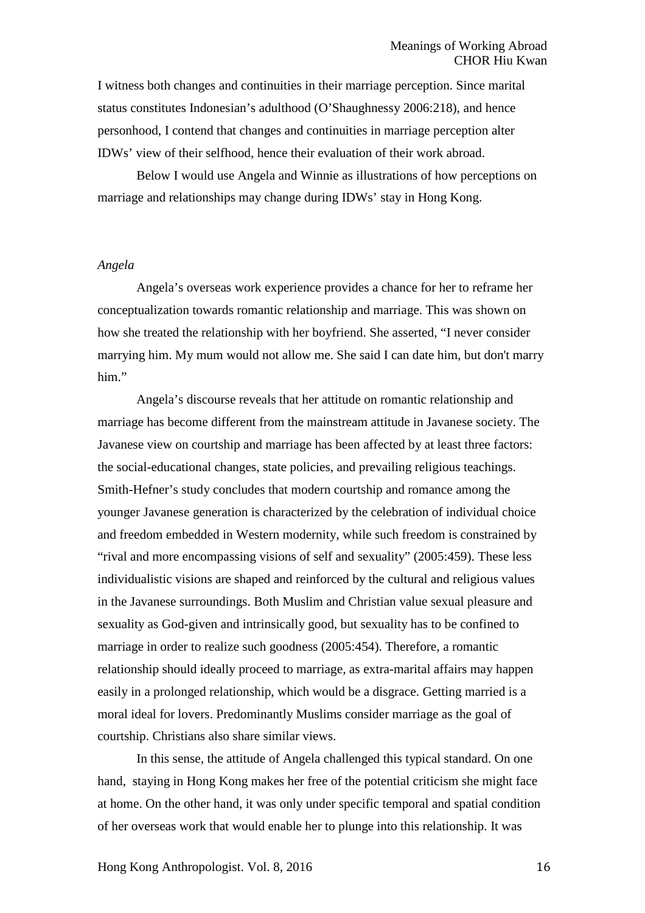I witness both changes and continuities in their marriage perception. Since marital status constitutes Indonesian's adulthood (O'Shaughnessy 2006:218), and hence personhood, I contend that changes and continuities in marriage perception alter IDWs' view of their selfhood, hence their evaluation of their work abroad.

Below I would use Angela and Winnie as illustrations of how perceptions on marriage and relationships may change during IDWs' stay in Hong Kong.

*Angela*

Angela's overseas work experience provides a chance for her to reframe her conceptualization towards romantic relationship and marriage. This was shown on how she treated the relationship with her boyfriend. She asserted, "I never consider marrying him. My mum would not allow me. She said I can date him, but don't marry him."

Angela's discourse reveals that her attitude on romantic relationship and marriage has become different from the mainstream attitude in Javanese society. The Javanese view on courtship and marriage has been affected by at least three factors: the social-educational changes, state policies, and prevailing religious teachings. Smith-Hefner's study concludes that modern courtship and romance among the younger Javanese generation is characterized by the celebration of individual choice and freedom embedded in Western modernity, while such freedom is constrained by "rival and more encompassing visions of self and sexuality" (2005:459). These less individualistic visions are shaped and reinforced by the cultural and religious values in the Javanese surroundings. Both Muslim and Christian value sexual pleasure and sexuality as God-given and intrinsically good, but sexuality has to be confined to marriage in order to realize such goodness (2005:454). Therefore, a romantic relationship should ideally proceed to marriage, as extra-marital affairs may happen easily in a prolonged relationship, which would be a disgrace. Getting married is a moral ideal for lovers. Predominantly Muslims consider marriage as the goal of courtship. Christians also share similar views.

In this sense, the attitude of Angela challenged this typical standard. On one hand, staying in Hong Kong makes her free of the potential criticism she might face at home. On the other hand, it was only under specific temporal and spatial condition of her overseas work that would enable her to plunge into this relationship. It was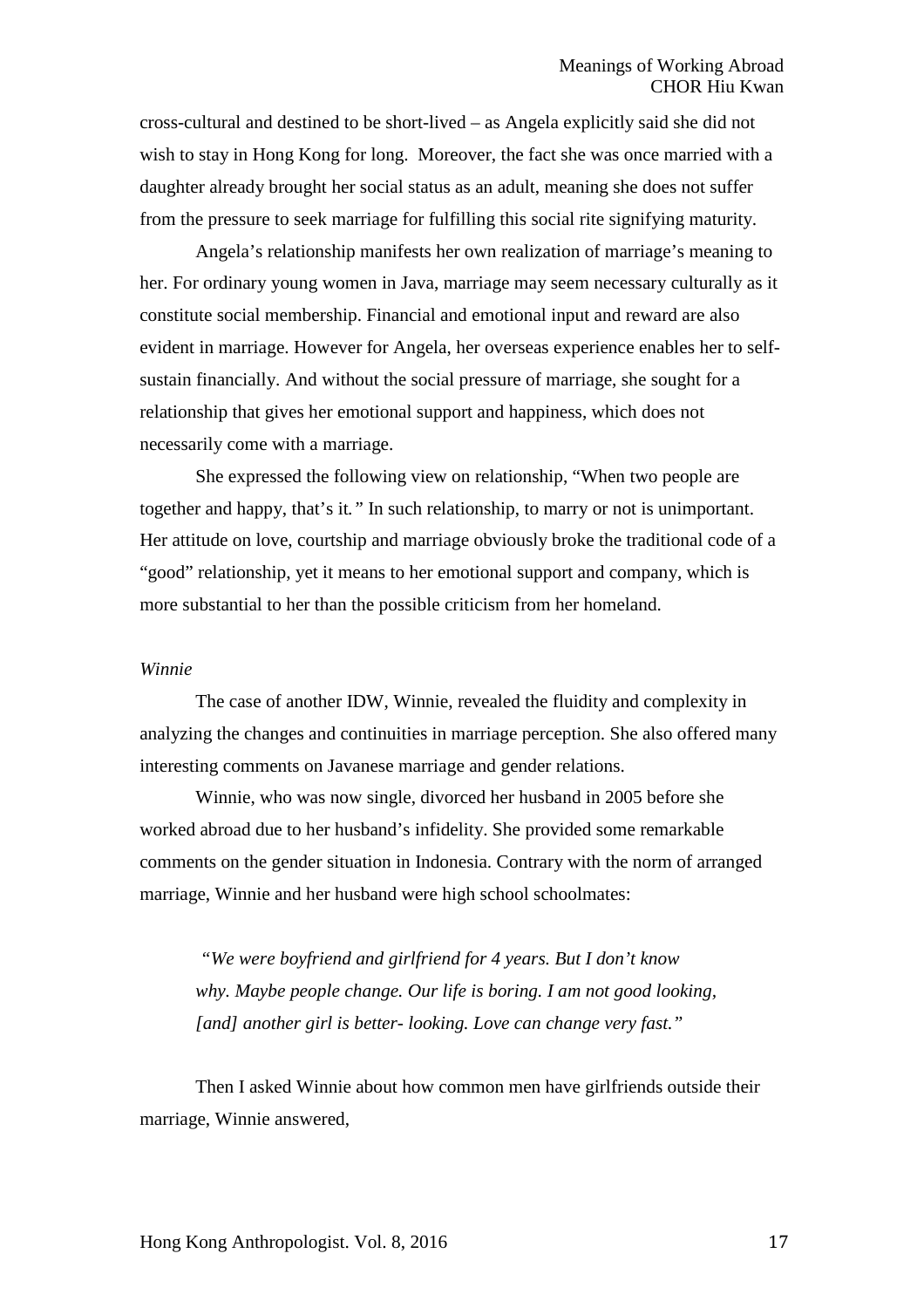cross-cultural and destined to be short-lived – as Angela explicitly said she did not wish to stay in Hong Kong for long. Moreover, the fact she was once married with a daughter already brought her social status as an adult, meaning she does not suffer from the pressure to seek marriage for fulfilling this social rite signifying maturity.

Angela's relationship manifests her own realization of marriage's meaning to her. For ordinary young women in Java, marriage may seem necessary culturally as it constitute social membership. Financial and emotional input and reward are also evident in marriage. However for Angela, her overseas experience enables her to self-sustain financially. And without the social pressure of marriage, she sought for a relationship that gives her emotional support and happiness, which does not necessarily come with a marriage.

She expressed the following view on relationship, "When two people are together and happy, that's it*."* In such relationship, to marry or not is unimportant. Her attitude on love, courtship and marriage obviously broke the traditional code of a "good" relationship, yet it means to her emotional support and company, which is more substantial to her than the possible criticism from her homeland.

*Winnie*

The case of another IDW, Winnie, revealed the fluidity and complexity in analyzing the changes and continuities in marriage perception. She also offered many interesting comments on Javanese marriage and gender relations.

Winnie, who was now single, divorced her husband in 2005 before she worked abroad due to her husband's infidelity. She provided some remarkable comments on the gender situation in Indonesia. Contrary with the norm of arranged marriage, Winnie and her husband were high school schoolmates:

> *"We were boyfriend and girlfriend for 4 years. But I don't know why. Maybe people change. Our life is boring. I am not good looking, [and] another girl is better- looking. Love can change very fast."*

Then I asked Winnie about how common men have girlfriends outside their marriage, Winnie answered,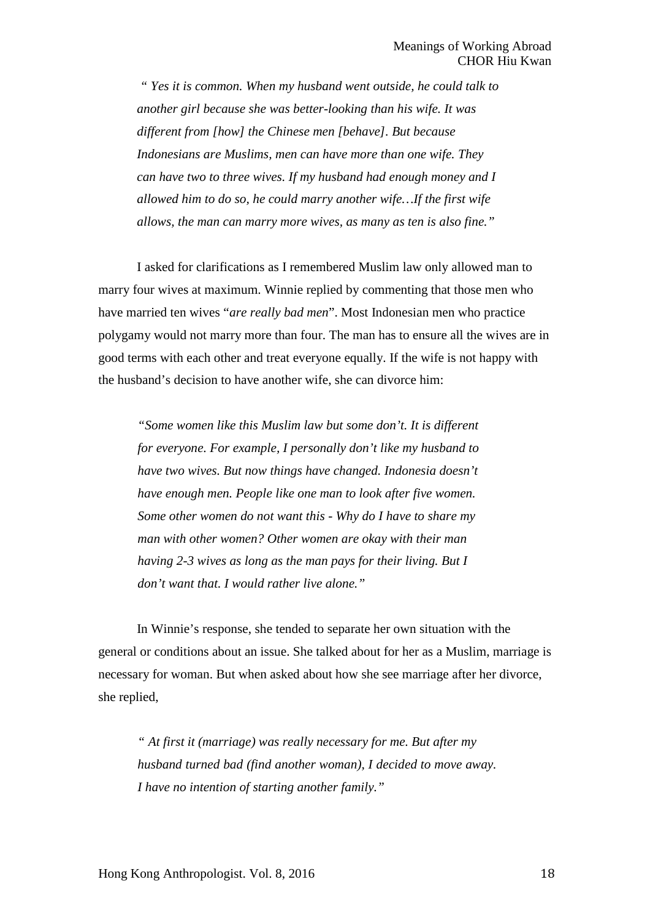*" Yes it is common. When my husband went outside, he could talk to another girl because she was better-looking than his wife. It was different from [how] the Chinese men [behave]. But because Indonesians are Muslims, men can have more than one wife. They can have two to three wives. If my husband had enough money and I allowed him to do so, he could marry another wife…If the first wife allows, the man can marry more wives, as many as ten is also fine."*

I asked for clarifications as I remembered Muslim law only allowed man to marry four wives at maximum. Winnie replied by commenting that those men who have married ten wives "*are really bad men*". Most Indonesian men who practice polygamy would not marry more than four. The man has to ensure all the wives are in good terms with each other and treat everyone equally. If the wife is not happy with the husband's decision to have another wife, she can divorce him:

*"Some women like this Muslim law but some don't. It is different for everyone. For example, I personally don't like my husband to have two wives. But now things have changed. Indonesia doesn't have enough men. People like one man to look after five women. Some other women do not want this - Why do I have to share my man with other women? Other women are okay with their man having 2-3 wives as long as the man pays for their living. But I don't want that. I would rather live alone."*

In Winnie's response, she tended to separate her own situation with the general or conditions about an issue. She talked about for her as a Muslim, marriage is necessary for woman. But when asked about how she see marriage after her divorce, she replied,

*" At first it (marriage) was really necessary for me. But after my husband turned bad (find another woman), I decided to move away. I have no intention of starting another family."*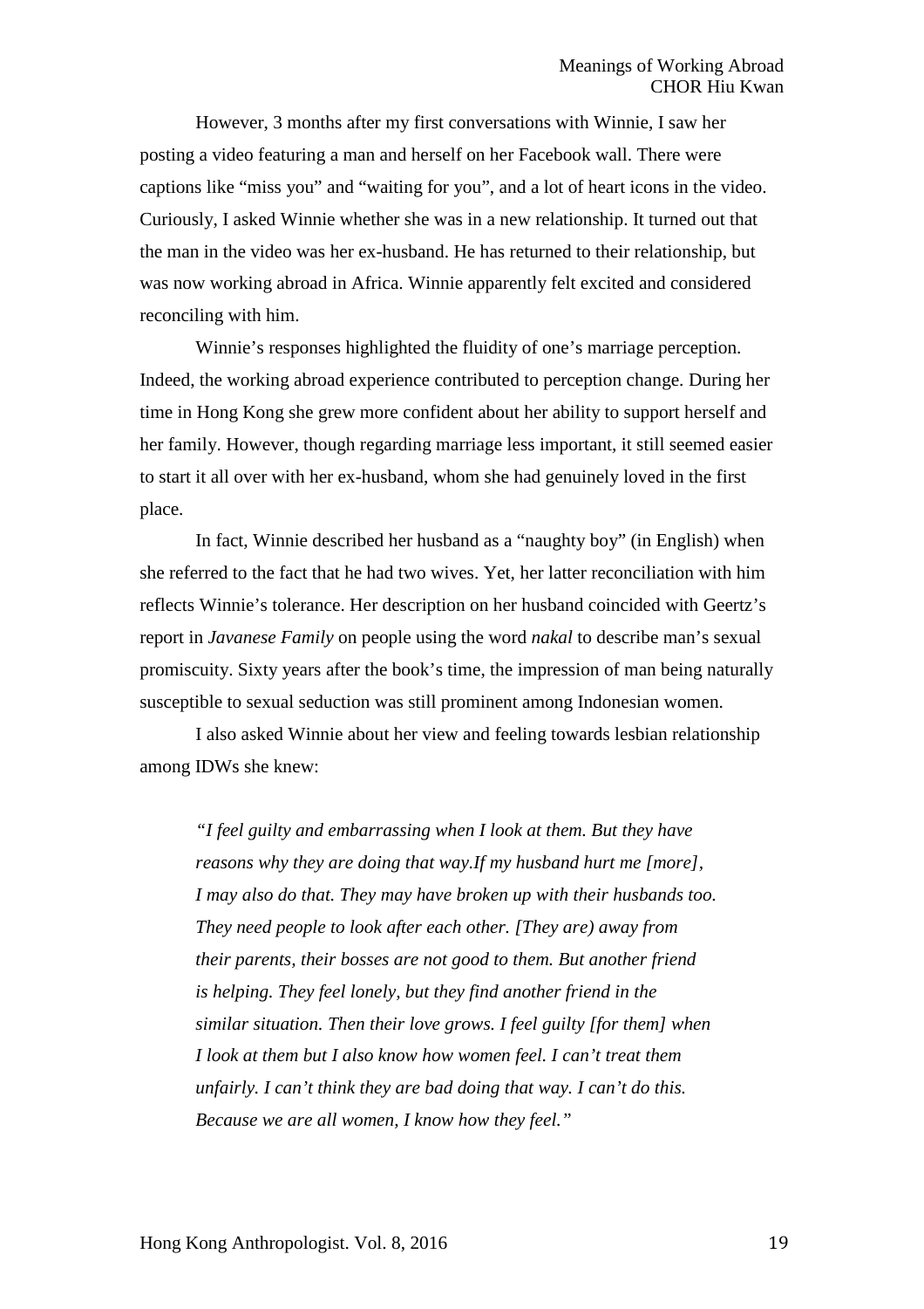However, 3 months after my first conversations with Winnie, I saw her posting a video featuring a man and herself on her Facebook wall. There were captions like "miss you" and "waiting for you", and a lot of heart icons in the video. Curiously, I asked Winnie whether she was in a new relationship. It turned out that the man in the video was her ex-husband. He has returned to their relationship, but was now working abroad in Africa. Winnie apparently felt excited and considered reconciling with him.

Winnie's responses highlighted the fluidity of one's marriage perception. Indeed, the working abroad experience contributed to perception change. During her time in Hong Kong she grew more confident about her ability to support herself and her family. However, though regarding marriage less important, it still seemed easier to start it all over with her ex-husband, whom she had genuinely loved in the first place.

In fact, Winnie described her husband as a "naughty boy" (in English) when she referred to the fact that he had two wives. Yet, her latter reconciliation with him reflects Winnie's tolerance. Her description on her husband coincided with Geertz's report in *Javanese Family* on people using the word *nakal* to describe man's sexual promiscuity. Sixty years after the book's time, the impression of man being naturally susceptible to sexual seduction was still prominent among Indonesian women.

I also asked Winnie about her view and feeling towards lesbian relationship among IDWs she knew:

> *"I feel guilty and embarrassing when I look at them. But they have reasons why they are doing that way.If my husband hurt me [more], I may also do that. They may have broken up with their husbands too. They need people to look after each other. [They are) away from their parents, their bosses are not good to them. But another friend is helping. They feel lonely, but they find another friend in the similar situation. Then their love grows. I feel guilty [for them] when I look at them but I also know how women feel. I can't treat them unfairly. I can't think they are bad doing that way. I can't do this. Because we are all women, I know how they feel."*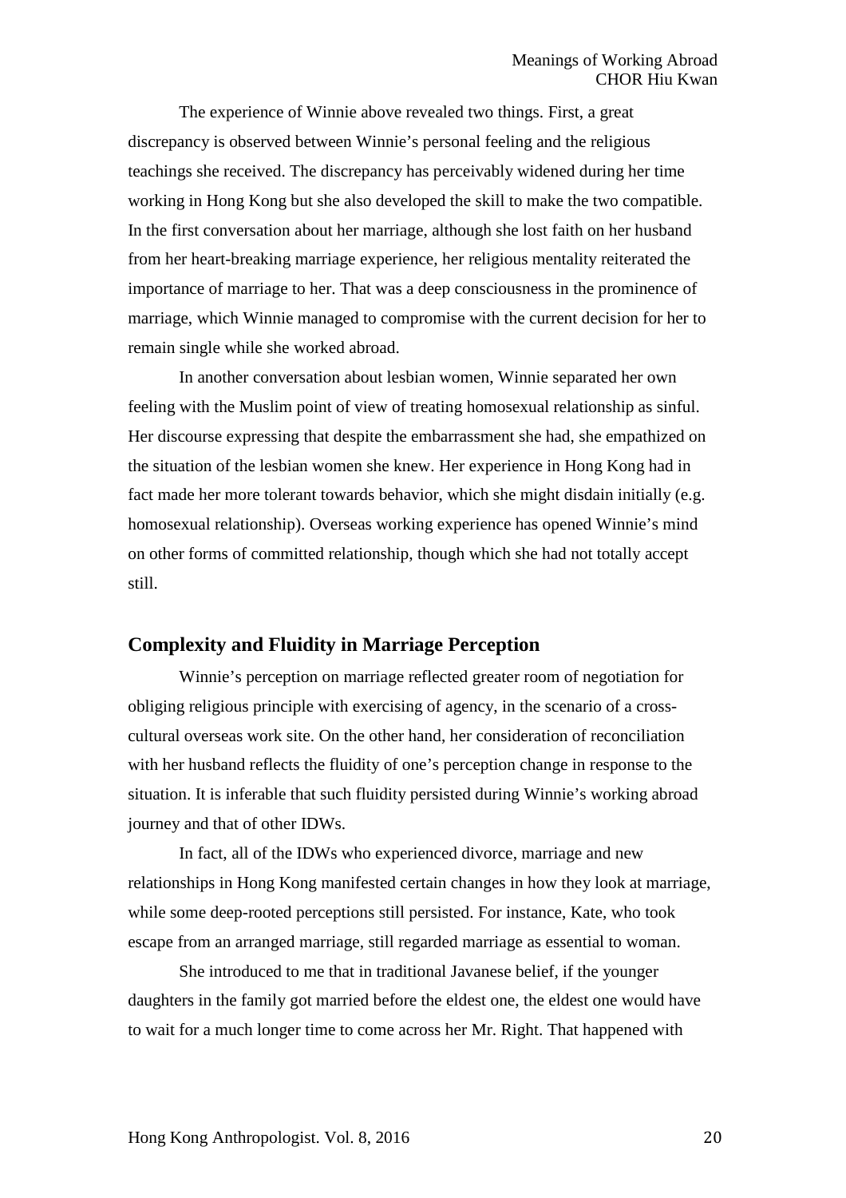The experience of Winnie above revealed two things. First, a great discrepancy is observed between Winnie's personal feeling and the religious teachings she received. The discrepancy has perceivably widened during her time working in Hong Kong but she also developed the skill to make the two compatible. In the first conversation about her marriage, although she lost faith on her husband from her heart-breaking marriage experience, her religious mentality reiterated the importance of marriage to her. That was a deep consciousness in the prominence of marriage, which Winnie managed to compromise with the current decision for her to remain single while she worked abroad.

In another conversation about lesbian women, Winnie separated her own feeling with the Muslim point of view of treating homosexual relationship as sinful. Her discourse expressing that despite the embarrassment she had, she empathized on the situation of the lesbian women she knew. Her experience in Hong Kong had in fact made her more tolerant towards behavior, which she might disdain initially (e.g. homosexual relationship). Overseas working experience has opened Winnie's mind on other forms of committed relationship, though which she had not totally accept still.

## Complexity and Fluidity in Marriage Perception

Winnie's perception on marriage reflected greater room of negotiation for obliging religious principle with exercising of agency, in the scenario of a cross-cultural overseas work site. On the other hand, her consideration of reconciliation with her husband reflects the fluidity of one's perception change in response to the situation. It is inferable that such fluidity persisted during Winnie's working abroad journey and that of other IDWs.

In fact, all of the IDWs who experienced divorce, marriage and new relationships in Hong Kong manifested certain changes in how they look at marriage, while some deep-rooted perceptions still persisted. For instance, Kate, who took escape from an arranged marriage, still regarded marriage as essential to woman.

She introduced to me that in traditional Javanese belief, if the younger daughters in the family got married before the eldest one, the eldest one would have to wait for a much longer time to come across her Mr. Right. That happened with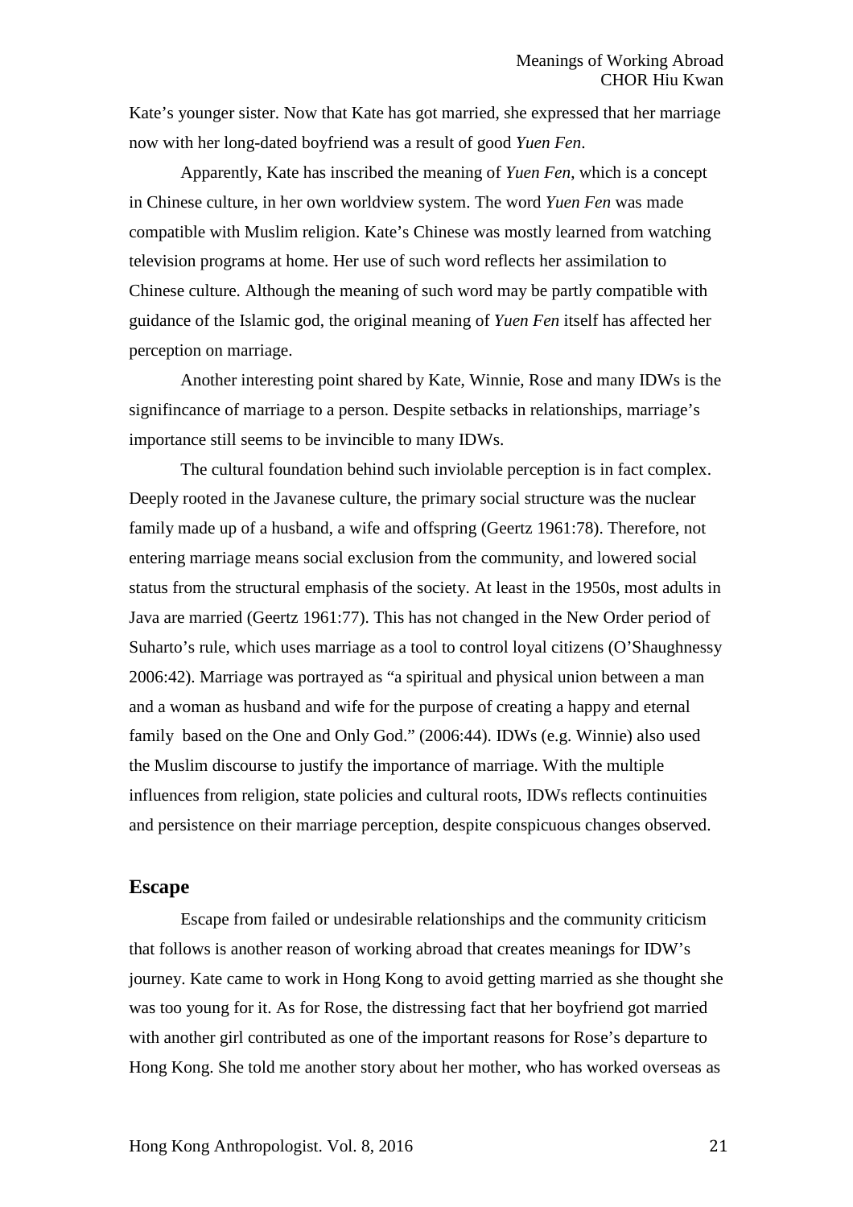Kate's younger sister. Now that Kate has got married, she expressed that her marriage now with her long-dated boyfriend was a result of good *Yuen Fen*.

Apparently, Kate has inscribed the meaning of *Yuen Fen*, which is a concept in Chinese culture, in her own worldview system. The word *Yuen Fen* was made compatible with Muslim religion. Kate's Chinese was mostly learned from watching television programs at home. Her use of such word reflects her assimilation to Chinese culture. Although the meaning of such word may be partly compatible with guidance of the Islamic god, the original meaning of *Yuen Fen* itself has affected her perception on marriage.

Another interesting point shared by Kate, Winnie, Rose and many IDWs is the signifincance of marriage to a person. Despite setbacks in relationships, marriage's importance still seems to be invincible to many IDWs.

The cultural foundation behind such inviolable perception is in fact complex. Deeply rooted in the Javanese culture, the primary social structure was the nuclear family made up of a husband, a wife and offspring (Geertz 1961:78). Therefore, not entering marriage means social exclusion from the community, and lowered social status from the structural emphasis of the society. At least in the 1950s, most adults in Java are married (Geertz 1961:77). This has not changed in the New Order period of Suharto's rule, which uses marriage as a tool to control loyal citizens (O'Shaughnessy 2006:42). Marriage was portrayed as "a spiritual and physical union between a man and a woman as husband and wife for the purpose of creating a happy and eternal family based on the One and Only God." (2006:44). IDWs (e.g. Winnie) also used the Muslim discourse to justify the importance of marriage. With the multiple influences from religion, state policies and cultural roots, IDWs reflects continuities and persistence on their marriage perception, despite conspicuous changes observed.

## Escape

Escape from failed or undesirable relationships and the community criticism that follows is another reason of working abroad that creates meanings for IDW's journey. Kate came to work in Hong Kong to avoid getting married as she thought she was too young for it. As for Rose, the distressing fact that her boyfriend got married with another girl contributed as one of the important reasons for Rose's departure to Hong Kong. She told me another story about her mother, who has worked overseas as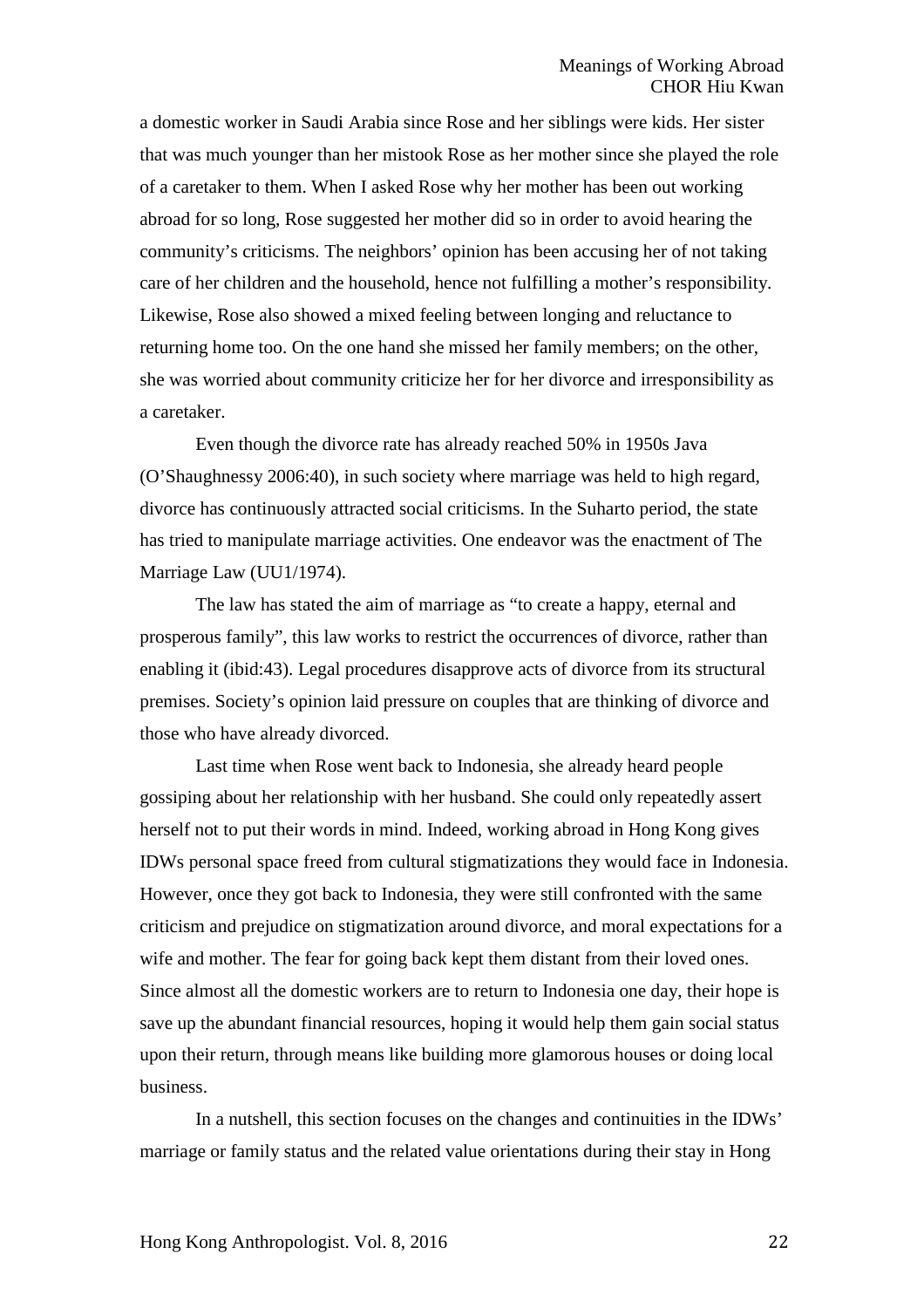a domestic worker in Saudi Arabia since Rose and her siblings were kids. Her sister that was much younger than her mistook Rose as her mother since she played the role of a caretaker to them. When I asked Rose why her mother has been out working abroad for so long, Rose suggested her mother did so in order to avoid hearing the community's criticisms. The neighbors' opinion has been accusing her of not taking care of her children and the household, hence not fulfilling a mother's responsibility. Likewise, Rose also showed a mixed feeling between longing and reluctance to returning home too. On the one hand she missed her family members; on the other, she was worried about community criticize her for her divorce and irresponsibility as a caretaker.

Even though the divorce rate has already reached 50% in 1950s Java (O'Shaughnessy 2006:40), in such society where marriage was held to high regard, divorce has continuously attracted social criticisms. In the Suharto period, the state has tried to manipulate marriage activities. One endeavor was the enactment of The Marriage Law (UU1/1974).

The law has stated the aim of marriage as "to create a happy, eternal and prosperous family", this law works to restrict the occurrences of divorce, rather than enabling it (ibid:43). Legal procedures disapprove acts of divorce from its structural premises. Society's opinion laid pressure on couples that are thinking of divorce and those who have already divorced.

Last time when Rose went back to Indonesia, she already heard people gossiping about her relationship with her husband. She could only repeatedly assert herself not to put their words in mind. Indeed, working abroad in Hong Kong gives IDWs personal space freed from cultural stigmatizations they would face in Indonesia. However, once they got back to Indonesia, they were still confronted with the same criticism and prejudice on stigmatization around divorce, and moral expectations for a wife and mother. The fear for going back kept them distant from their loved ones. Since almost all the domestic workers are to return to Indonesia one day, their hope is save up the abundant financial resources, hoping it would help them gain social status upon their return, through means like building more glamorous houses or doing local business.

In a nutshell, this section focuses on the changes and continuities in the IDWs' marriage or family status and the related value orientations during their stay in Hong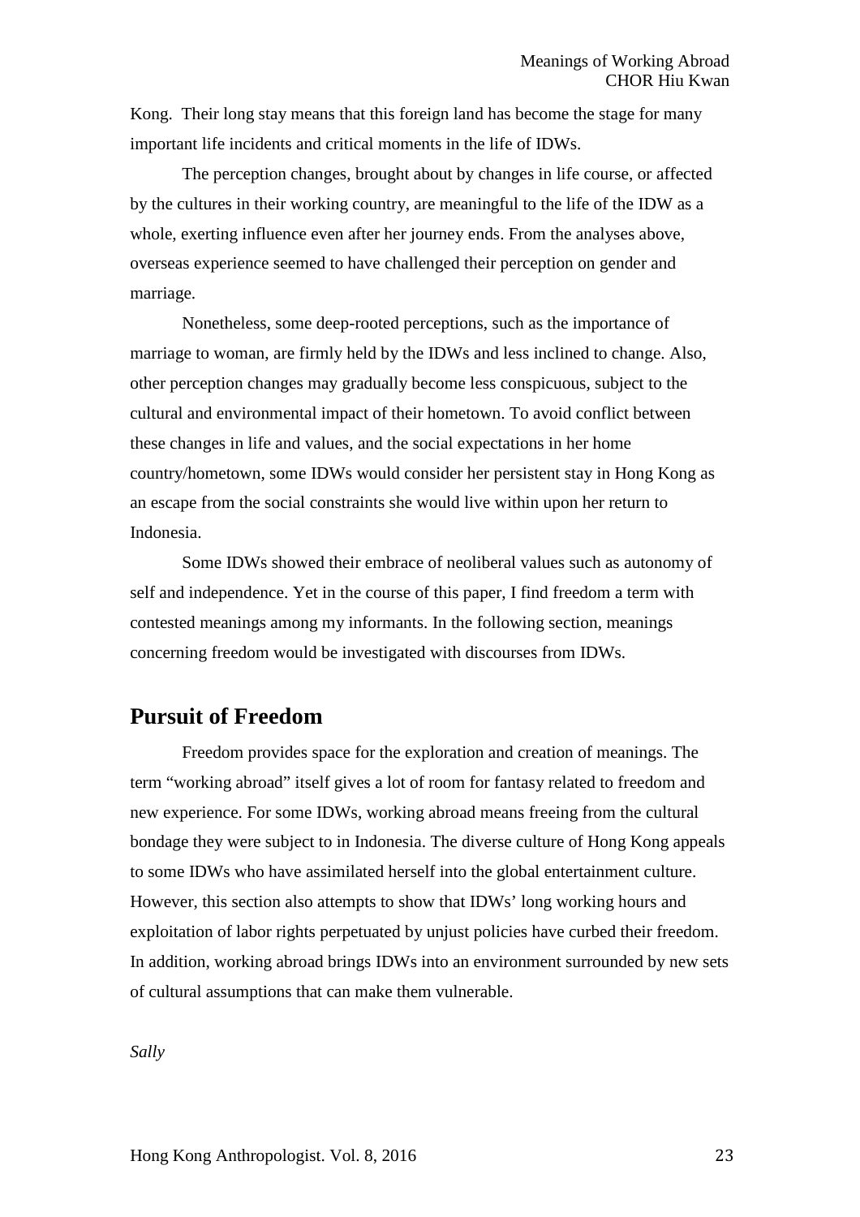Kong. Their long stay means that this foreign land has become the stage for many important life incidents and critical moments in the life of IDWs.

The perception changes, brought about by changes in life course, or affected by the cultures in their working country, are meaningful to the life of the IDW as a whole, exerting influence even after her journey ends. From the analyses above, overseas experience seemed to have challenged their perception on gender and marriage.

Nonetheless, some deep-rooted perceptions, such as the importance of marriage to woman, are firmly held by the IDWs and less inclined to change. Also, other perception changes may gradually become less conspicuous, subject to the cultural and environmental impact of their hometown. To avoid conflict between these changes in life and values, and the social expectations in her home country/hometown, some IDWs would consider her persistent stay in Hong Kong as an escape from the social constraints she would live within upon her return to Indonesia.

Some IDWs showed their embrace of neoliberal values such as autonomy of self and independence. Yet in the course of this paper, I find freedom a term with contested meanings among my informants. In the following section, meanings concerning freedom would be investigated with discourses from IDWs.

## Pursuit of Freedom

Freedom provides space for the exploration and creation of meanings. The term "working abroad" itself gives a lot of room for fantasy related to freedom and new experience. For some IDWs, working abroad means freeing from the cultural bondage they were subject to in Indonesia. The diverse culture of Hong Kong appeals to some IDWs who have assimilated herself into the global entertainment culture. However, this section also attempts to show that IDWs' long working hours and exploitation of labor rights perpetuated by unjust policies have curbed their freedom. In addition, working abroad brings IDWs into an environment surrounded by new sets of cultural assumptions that can make them vulnerable.

*Sally*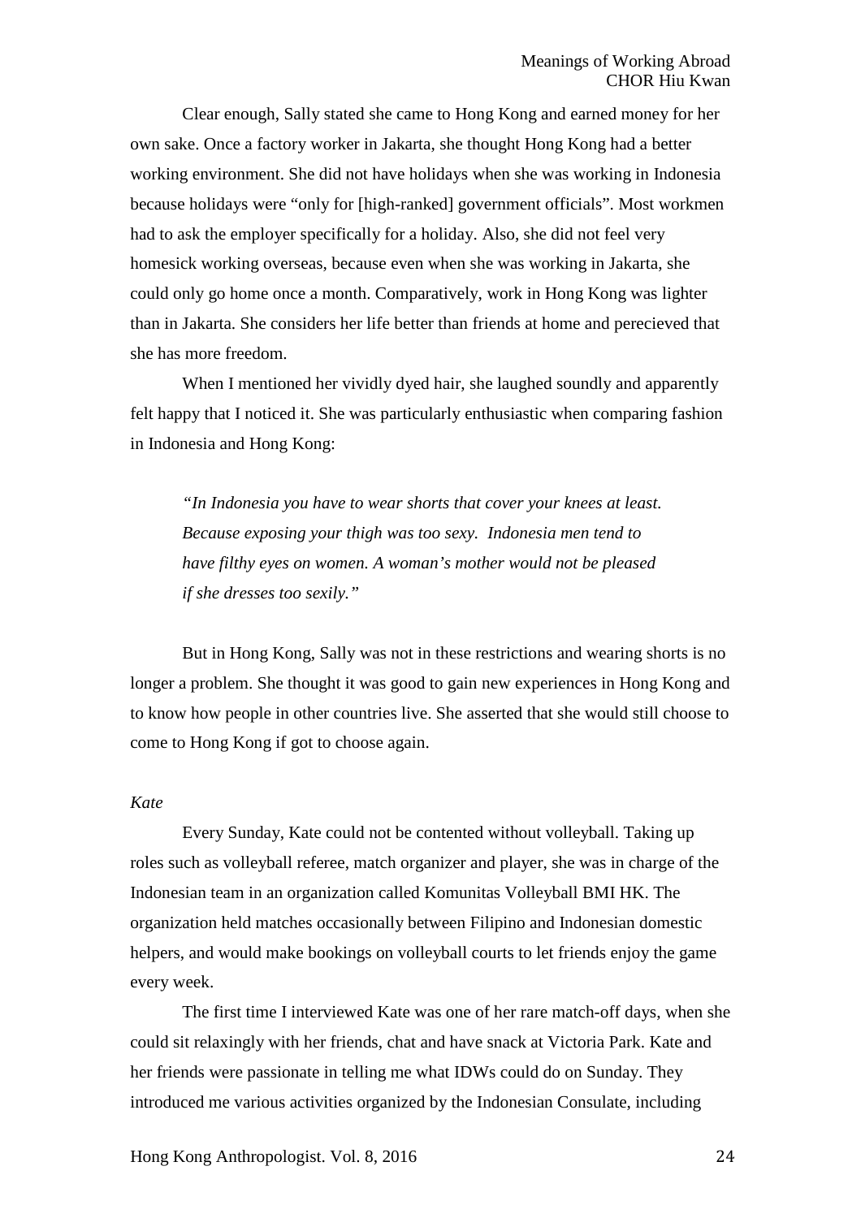Clear enough, Sally stated she came to Hong Kong and earned money for her own sake. Once a factory worker in Jakarta, she thought Hong Kong had a better working environment. She did not have holidays when she was working in Indonesia because holidays were "only for [high-ranked] government officials". Most workmen had to ask the employer specifically for a holiday. Also, she did not feel very homesick working overseas, because even when she was working in Jakarta, she could only go home once a month. Comparatively, work in Hong Kong was lighter than in Jakarta. She considers her life better than friends at home and perecieved that she has more freedom.

When I mentioned her vividly dyed hair, she laughed soundly and apparently felt happy that I noticed it. She was particularly enthusiastic when comparing fashion in Indonesia and Hong Kong:

> *"In Indonesia you have to wear shorts that cover your knees at least. Because exposing your thigh was too sexy. Indonesia men tend to have filthy eyes on women. A woman's mother would not be pleased if she dresses too sexily."*

But in Hong Kong, Sally was not in these restrictions and wearing shorts is no longer a problem. She thought it was good to gain new experiences in Hong Kong and to know how people in other countries live. She asserted that she would still choose to come to Hong Kong if got to choose again.

*Kate*

Every Sunday, Kate could not be contented without volleyball. Taking up roles such as volleyball referee, match organizer and player, she was in charge of the Indonesian team in an organization called Komunitas Volleyball BMI HK. The organization held matches occasionally between Filipino and Indonesian domestic helpers, and would make bookings on volleyball courts to let friends enjoy the game every week.

The first time I interviewed Kate was one of her rare match-off days, when she could sit relaxingly with her friends, chat and have snack at Victoria Park. Kate and her friends were passionate in telling me what IDWs could do on Sunday. They introduced me various activities organized by the Indonesian Consulate, including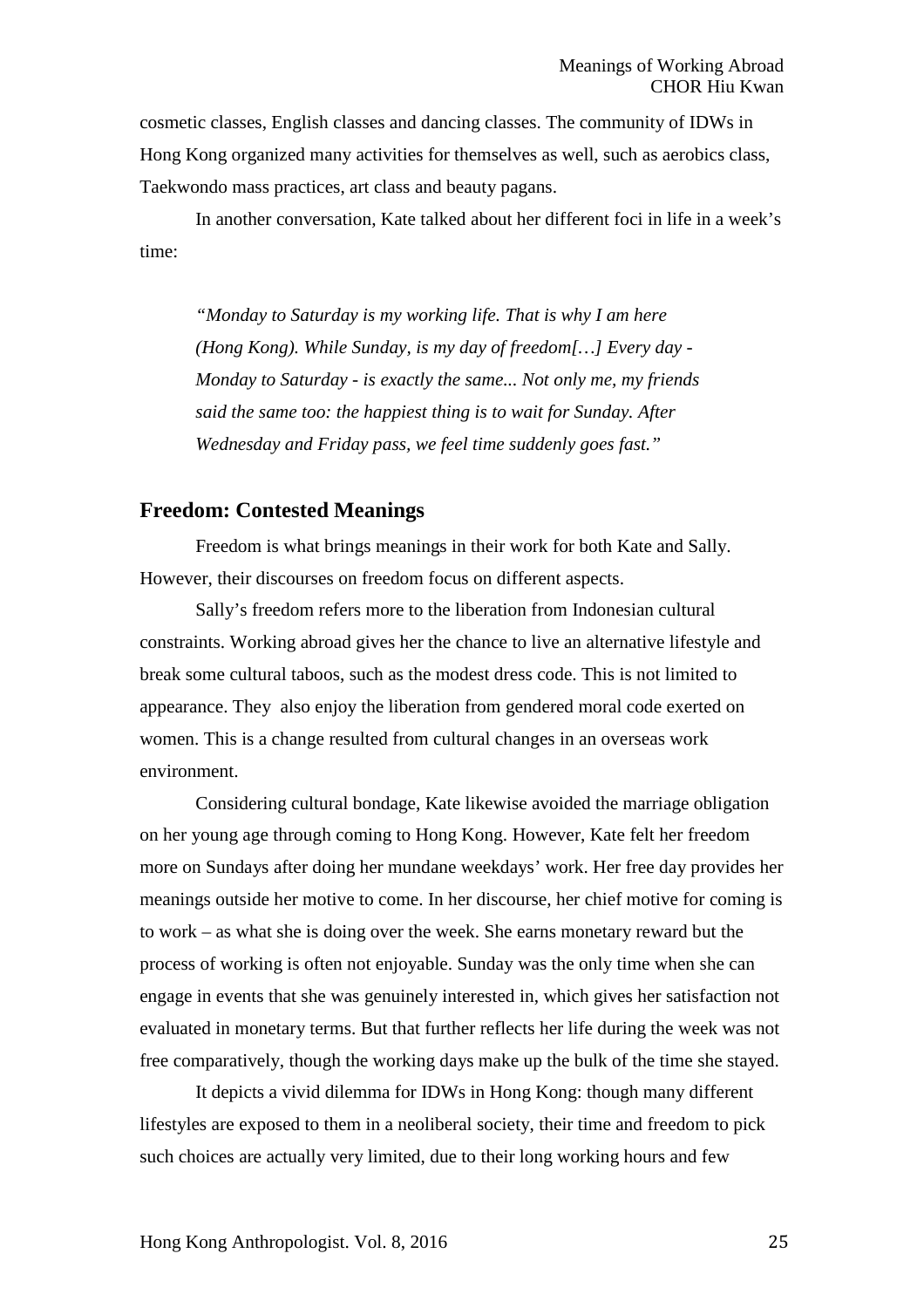cosmetic classes, English classes and dancing classes. The community of IDWs in Hong Kong organized many activities for themselves as well, such as aerobics class, Taekwondo mass practices, art class and beauty pagans.

In another conversation, Kate talked about her different foci in life in a week's time:

> *"Monday to Saturday is my working life. That is why I am here (Hong Kong). While Sunday, is my day of freedom[…] Every day - Monday to Saturday - is exactly the same... Not only me, my friends said the same too: the happiest thing is to wait for Sunday. After Wednesday and Friday pass, we feel time suddenly goes fast."*

## Freedom: Contested Meanings

Freedom is what brings meanings in their work for both Kate and Sally. However, their discourses on freedom focus on different aspects.

Sally's freedom refers more to the liberation from Indonesian cultural constraints. Working abroad gives her the chance to live an alternative lifestyle and break some cultural taboos, such as the modest dress code. This is not limited to appearance. They also enjoy the liberation from gendered moral code exerted on women. This is a change resulted from cultural changes in an overseas work environment.

Considering cultural bondage, Kate likewise avoided the marriage obligation on her young age through coming to Hong Kong. However, Kate felt her freedom more on Sundays after doing her mundane weekdays' work. Her free day provides her meanings outside her motive to come. In her discourse, her chief motive for coming is to work – as what she is doing over the week. She earns monetary reward but the process of working is often not enjoyable. Sunday was the only time when she can engage in events that she was genuinely interested in, which gives her satisfaction not evaluated in monetary terms. But that further reflects her life during the week was not free comparatively, though the working days make up the bulk of the time she stayed.

It depicts a vivid dilemma for IDWs in Hong Kong: though many different lifestyles are exposed to them in a neoliberal society, their time and freedom to pick such choices are actually very limited, due to their long working hours and few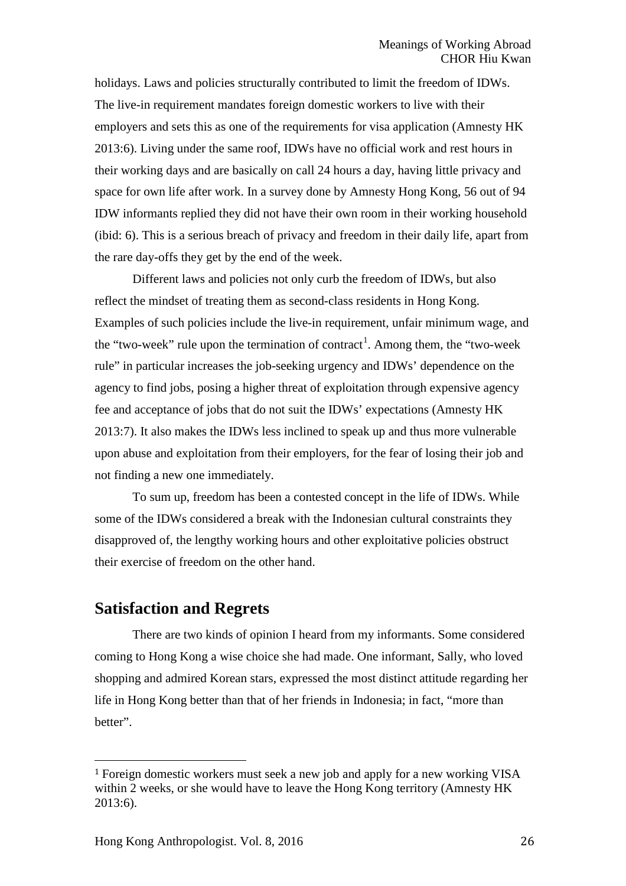holidays. Laws and policies structurally contributed to limit the freedom of IDWs. The live-in requirement mandates foreign domestic workers to live with their employers and sets this as one of the requirements for visa application (Amnesty HK 2013:6). Living under the same roof, IDWs have no official work and rest hours in their working days and are basically on call 24 hours a day, having little privacy and space for own life after work. In a survey done by Amnesty Hong Kong, 56 out of 94 IDW informants replied they did not have their own room in their working household (ibid: 6). This is a serious breach of privacy and freedom in their daily life, apart from the rare day-offs they get by the end of the week.

Different laws and policies not only curb the freedom of IDWs, but also reflect the mindset of treating them as second-class residents in Hong Kong. Examples of such policies include the live-in requirement, unfair minimum wage, and the "two-week" rule upon the termination of contract[1]. Among them, the "two-week rule" in particular increases the job-seeking urgency and IDWs' dependence on the agency to find jobs, posing a higher threat of exploitation through expensive agency fee and acceptance of jobs that do not suit the IDWs' expectations (Amnesty HK 2013:7). It also makes the IDWs less inclined to speak up and thus more vulnerable upon abuse and exploitation from their employers, for the fear of losing their job and not finding a new one immediately.

To sum up, freedom has been a contested concept in the life of IDWs. While some of the IDWs considered a break with the Indonesian cultural constraints they disapproved of, the lengthy working hours and other exploitative policies obstruct their exercise of freedom on the other hand.

## Satisfaction and Regrets

There are two kinds of opinion I heard from my informants. Some considered coming to Hong Kong a wise choice she had made. One informant, Sally, who loved shopping and admired Korean stars, expressed the most distinct attitude regarding her life in Hong Kong better than that of her friends in Indonesia; in fact, "more than better".

---

[1] Foreign domestic workers must seek a new job and apply for a new working VISA within 2 weeks, or she would have to leave the Hong Kong territory (Amnesty HK 2013:6).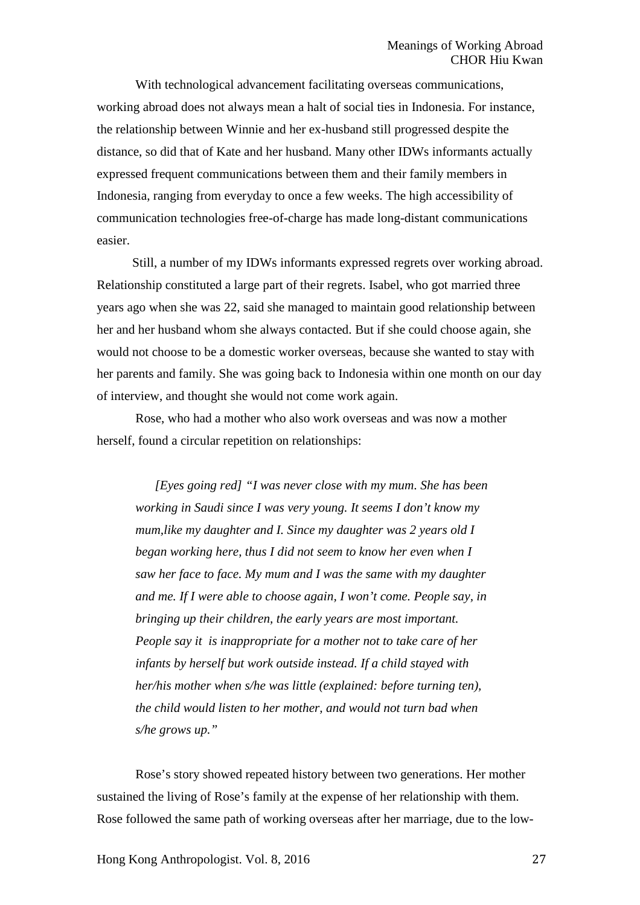With technological advancement facilitating overseas communications, working abroad does not always mean a halt of social ties in Indonesia. For instance, the relationship between Winnie and her ex-husband still progressed despite the distance, so did that of Kate and her husband. Many other IDWs informants actually expressed frequent communications between them and their family members in Indonesia, ranging from everyday to once a few weeks. The high accessibility of communication technologies free-of-charge has made long-distant communications easier.

Still, a number of my IDWs informants expressed regrets over working abroad. Relationship constituted a large part of their regrets. Isabel, who got married three years ago when she was 22, said she managed to maintain good relationship between her and her husband whom she always contacted. But if she could choose again, she would not choose to be a domestic worker overseas, because she wanted to stay with her parents and family. She was going back to Indonesia within one month on our day of interview, and thought she would not come work again.

Rose, who had a mother who also work overseas and was now a mother herself, found a circular repetition on relationships:

> *[Eyes going red] "I was never close with my mum. She has been working in Saudi since I was very young. It seems I don't know my mum,like my daughter and I. Since my daughter was 2 years old I began working here, thus I did not seem to know her even when I saw her face to face. My mum and I was the same with my daughter and me. If I were able to choose again, I won't come. People say, in bringing up their children, the early years are most important. People say it is inappropriate for a mother not to take care of her infants by herself but work outside instead. If a child stayed with her/his mother when s/he was little (explained: before turning ten), the child would listen to her mother, and would not turn bad when s/he grows up."*

Rose's story showed repeated history between two generations. Her mother sustained the living of Rose's family at the expense of her relationship with them. Rose followed the same path of working overseas after her marriage, due to the low-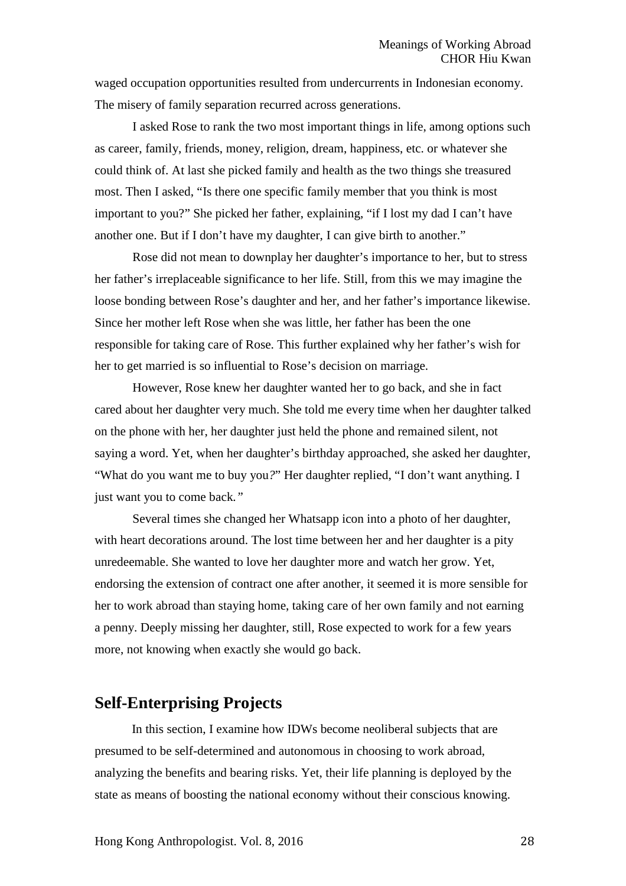waged occupation opportunities resulted from undercurrents in Indonesian economy. The misery of family separation recurred across generations.

I asked Rose to rank the two most important things in life, among options such as career, family, friends, money, religion, dream, happiness, etc. or whatever she could think of. At last she picked family and health as the two things she treasured most. Then I asked, "Is there one specific family member that you think is most important to you?" She picked her father, explaining, "if I lost my dad I can't have another one. But if I don't have my daughter, I can give birth to another."

Rose did not mean to downplay her daughter's importance to her, but to stress her father's irreplaceable significance to her life. Still, from this we may imagine the loose bonding between Rose's daughter and her, and her father's importance likewise. Since her mother left Rose when she was little, her father has been the one responsible for taking care of Rose. This further explained why her father's wish for her to get married is so influential to Rose's decision on marriage.

However, Rose knew her daughter wanted her to go back, and she in fact cared about her daughter very much. She told me every time when her daughter talked on the phone with her, her daughter just held the phone and remained silent, not saying a word. Yet, when her daughter's birthday approached, she asked her daughter, "What do you want me to buy you?" Her daughter replied, "I don't want anything. I just want you to come back."

Several times she changed her Whatsapp icon into a photo of her daughter, with heart decorations around. The lost time between her and her daughter is a pity unredeemable. She wanted to love her daughter more and watch her grow. Yet, endorsing the extension of contract one after another, it seemed it is more sensible for her to work abroad than staying home, taking care of her own family and not earning a penny. Deeply missing her daughter, still, Rose expected to work for a few years more, not knowing when exactly she would go back.

## Self-Enterprising Projects

In this section, I examine how IDWs become neoliberal subjects that are presumed to be self-determined and autonomous in choosing to work abroad, analyzing the benefits and bearing risks. Yet, their life planning is deployed by the state as means of boosting the national economy without their conscious knowing.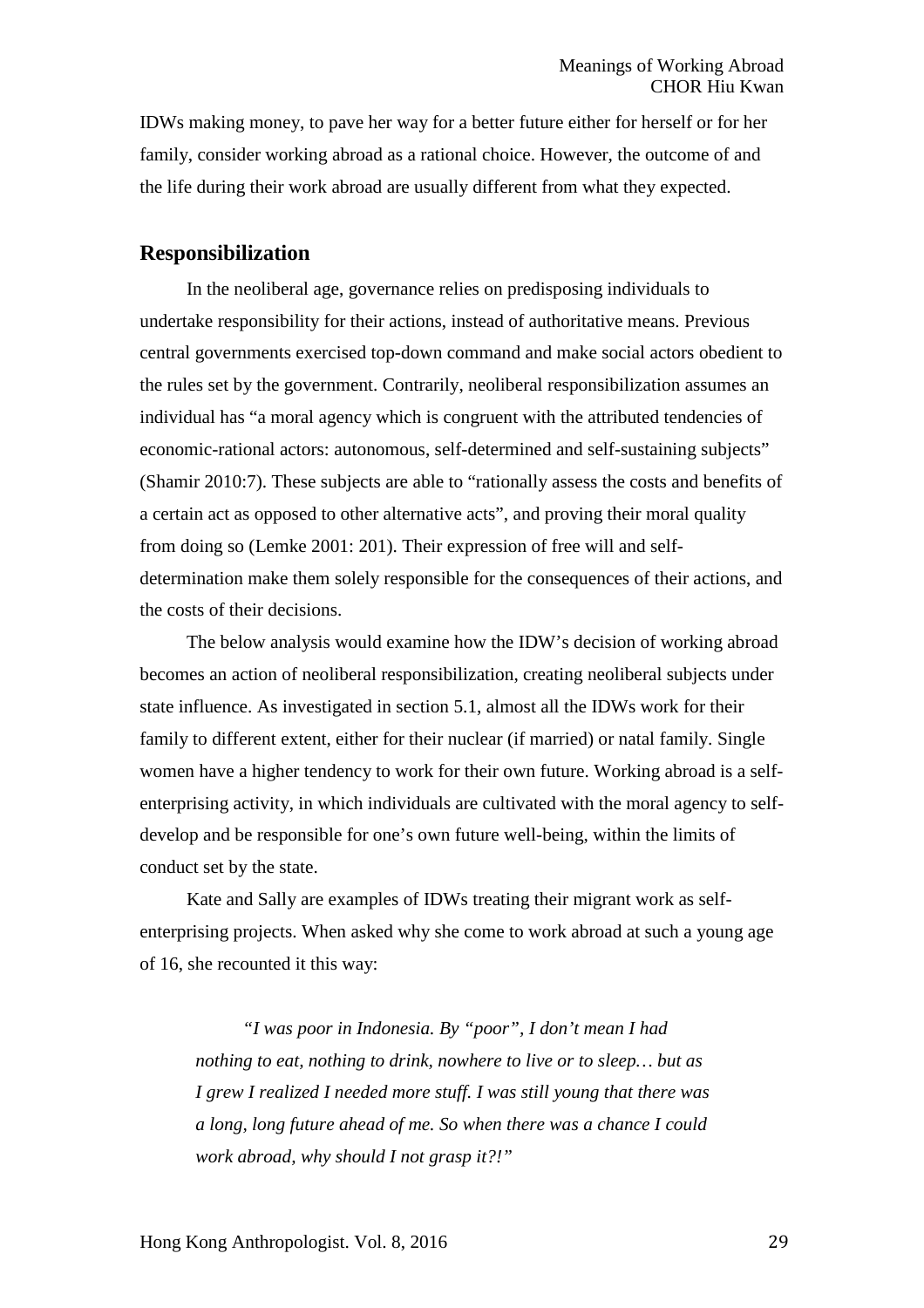IDWs making money, to pave her way for a better future either for herself or for her family, consider working abroad as a rational choice. However, the outcome of and the life during their work abroad are usually different from what they expected.

## Responsibilization

In the neoliberal age, governance relies on predisposing individuals to undertake responsibility for their actions, instead of authoritative means. Previous central governments exercised top-down command and make social actors obedient to the rules set by the government. Contrarily, neoliberal responsibilization assumes an individual has "a moral agency which is congruent with the attributed tendencies of economic-rational actors: autonomous, self-determined and self-sustaining subjects" (Shamir 2010:7). These subjects are able to "rationally assess the costs and benefits of a certain act as opposed to other alternative acts", and proving their moral quality from doing so (Lemke 2001: 201). Their expression of free will and self-determination make them solely responsible for the consequences of their actions, and the costs of their decisions.

The below analysis would examine how the IDW's decision of working abroad becomes an action of neoliberal responsibilization, creating neoliberal subjects under state influence. As investigated in section 5.1, almost all the IDWs work for their family to different extent, either for their nuclear (if married) or natal family. Single women have a higher tendency to work for their own future. Working abroad is a self-enterprising activity, in which individuals are cultivated with the moral agency to self-develop and be responsible for one's own future well-being, within the limits of conduct set by the state.

Kate and Sally are examples of IDWs treating their migrant work as self-enterprising projects. When asked why she come to work abroad at such a young age of 16, she recounted it this way:

> *"I was poor in Indonesia. By "poor", I don't mean I had nothing to eat, nothing to drink, nowhere to live or to sleep… but as I grew I realized I needed more stuff. I was still young that there was a long, long future ahead of me. So when there was a chance I could work abroad, why should I not grasp it?!"*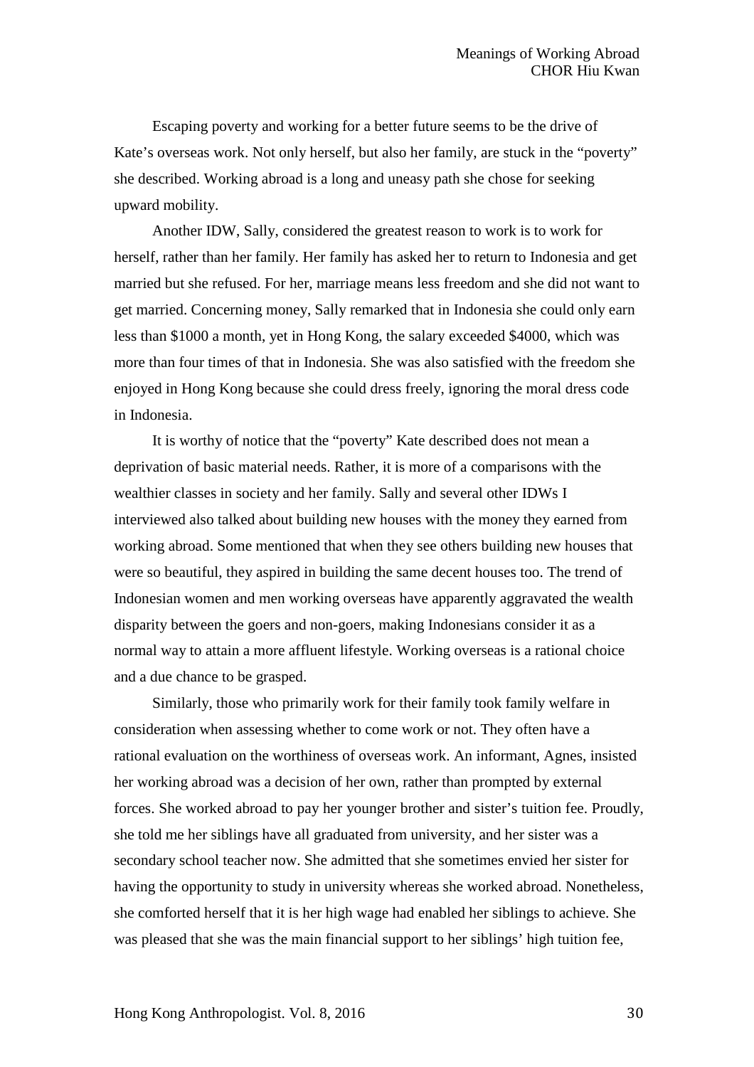Escaping poverty and working for a better future seems to be the drive of Kate's overseas work. Not only herself, but also her family, are stuck in the "poverty" she described. Working abroad is a long and uneasy path she chose for seeking upward mobility.

Another IDW, Sally, considered the greatest reason to work is to work for herself, rather than her family. Her family has asked her to return to Indonesia and get married but she refused. For her, marriage means less freedom and she did not want to get married. Concerning money, Sally remarked that in Indonesia she could only earn less than $1000 a month, yet in Hong Kong, the salary exceeded $4000, which was more than four times of that in Indonesia. She was also satisfied with the freedom she enjoyed in Hong Kong because she could dress freely, ignoring the moral dress code in Indonesia.

It is worthy of notice that the "poverty" Kate described does not mean a deprivation of basic material needs. Rather, it is more of a comparisons with the wealthier classes in society and her family. Sally and several other IDWs I interviewed also talked about building new houses with the money they earned from working abroad. Some mentioned that when they see others building new houses that were so beautiful, they aspired in building the same decent houses too. The trend of Indonesian women and men working overseas have apparently aggravated the wealth disparity between the goers and non-goers, making Indonesians consider it as a normal way to attain a more affluent lifestyle. Working overseas is a rational choice and a due chance to be grasped.

Similarly, those who primarily work for their family took family welfare in consideration when assessing whether to come work or not. They often have a rational evaluation on the worthiness of overseas work. An informant, Agnes, insisted her working abroad was a decision of her own, rather than prompted by external forces. She worked abroad to pay her younger brother and sister's tuition fee. Proudly, she told me her siblings have all graduated from university, and her sister was a secondary school teacher now. She admitted that she sometimes envied her sister for having the opportunity to study in university whereas she worked abroad. Nonetheless, she comforted herself that it is her high wage had enabled her siblings to achieve. She was pleased that she was the main financial support to her siblings' high tuition fee,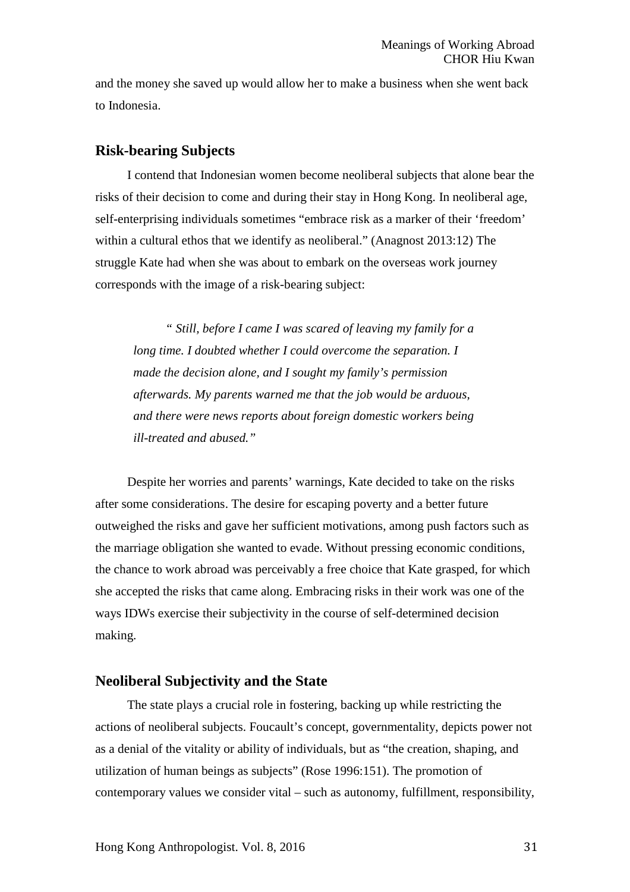and the money she saved up would allow her to make a business when she went back to Indonesia.

## Risk-bearing Subjects

I contend that Indonesian women become neoliberal subjects that alone bear the risks of their decision to come and during their stay in Hong Kong. In neoliberal age, self-enterprising individuals sometimes "embrace risk as a marker of their 'freedom' within a cultural ethos that we identify as neoliberal." (Anagnost 2013:12) The struggle Kate had when she was about to embark on the overseas work journey corresponds with the image of a risk-bearing subject:

> *" Still, before I came I was scared of leaving my family for a long time. I doubted whether I could overcome the separation. I made the decision alone, and I sought my family's permission afterwards. My parents warned me that the job would be arduous, and there were news reports about foreign domestic workers being ill-treated and abused."*

Despite her worries and parents' warnings, Kate decided to take on the risks after some considerations. The desire for escaping poverty and a better future outweighed the risks and gave her sufficient motivations, among push factors such as the marriage obligation she wanted to evade. Without pressing economic conditions, the chance to work abroad was perceivably a free choice that Kate grasped, for which she accepted the risks that came along. Embracing risks in their work was one of the ways IDWs exercise their subjectivity in the course of self-determined decision making.

## Neoliberal Subjectivity and the State

The state plays a crucial role in fostering, backing up while restricting the actions of neoliberal subjects. Foucault's concept, governmentality, depicts power not as a denial of the vitality or ability of individuals, but as "the creation, shaping, and utilization of human beings as subjects" (Rose 1996:151). The promotion of contemporary values we consider vital – such as autonomy, fulfillment, responsibility,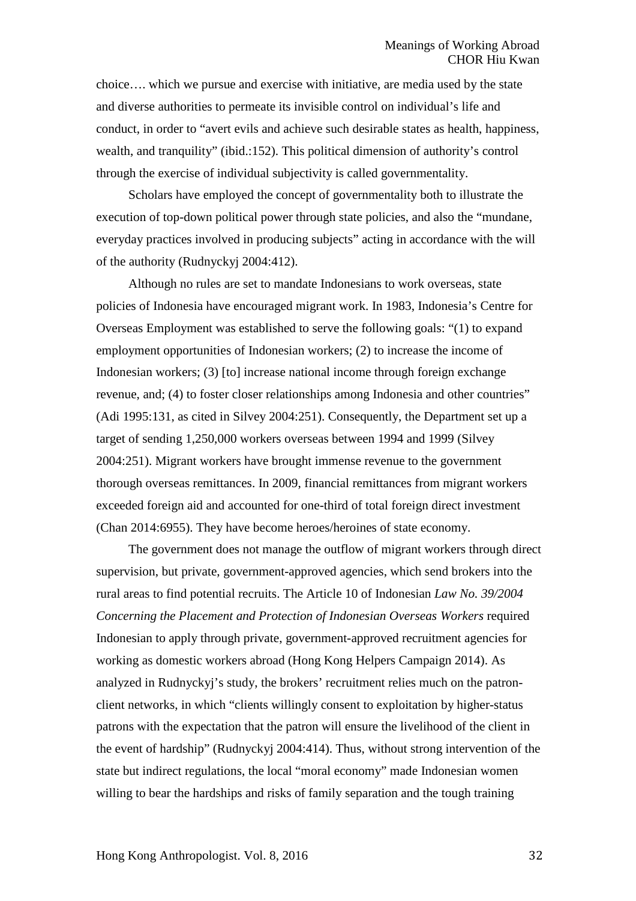choice…. which we pursue and exercise with initiative, are media used by the state and diverse authorities to permeate its invisible control on individual's life and conduct, in order to "avert evils and achieve such desirable states as health, happiness, wealth, and tranquility" (ibid.:152). This political dimension of authority's control through the exercise of individual subjectivity is called governmentality.

Scholars have employed the concept of governmentality both to illustrate the execution of top-down political power through state policies, and also the "mundane, everyday practices involved in producing subjects" acting in accordance with the will of the authority (Rudnyckyj 2004:412).

Although no rules are set to mandate Indonesians to work overseas, state policies of Indonesia have encouraged migrant work. In 1983, Indonesia's Centre for Overseas Employment was established to serve the following goals: "(1) to expand employment opportunities of Indonesian workers; (2) to increase the income of Indonesian workers; (3) [to] increase national income through foreign exchange revenue, and; (4) to foster closer relationships among Indonesia and other countries" (Adi 1995:131, as cited in Silvey 2004:251). Consequently, the Department set up a target of sending 1,250,000 workers overseas between 1994 and 1999 (Silvey 2004:251). Migrant workers have brought immense revenue to the government thorough overseas remittances. In 2009, financial remittances from migrant workers exceeded foreign aid and accounted for one-third of total foreign direct investment (Chan 2014:6955). They have become heroes/heroines of state economy.

The government does not manage the outflow of migrant workers through direct supervision, but private, government-approved agencies, which send brokers into the rural areas to find potential recruits. The Article 10 of Indonesian *Law No. 39/2004 Concerning the Placement and Protection of Indonesian Overseas Workers* required Indonesian to apply through private, government-approved recruitment agencies for working as domestic workers abroad (Hong Kong Helpers Campaign 2014). As analyzed in Rudnyckyj's study, the brokers' recruitment relies much on the patron-client networks, in which "clients willingly consent to exploitation by higher-status patrons with the expectation that the patron will ensure the livelihood of the client in the event of hardship" (Rudnyckyj 2004:414). Thus, without strong intervention of the state but indirect regulations, the local "moral economy" made Indonesian women willing to bear the hardships and risks of family separation and the tough training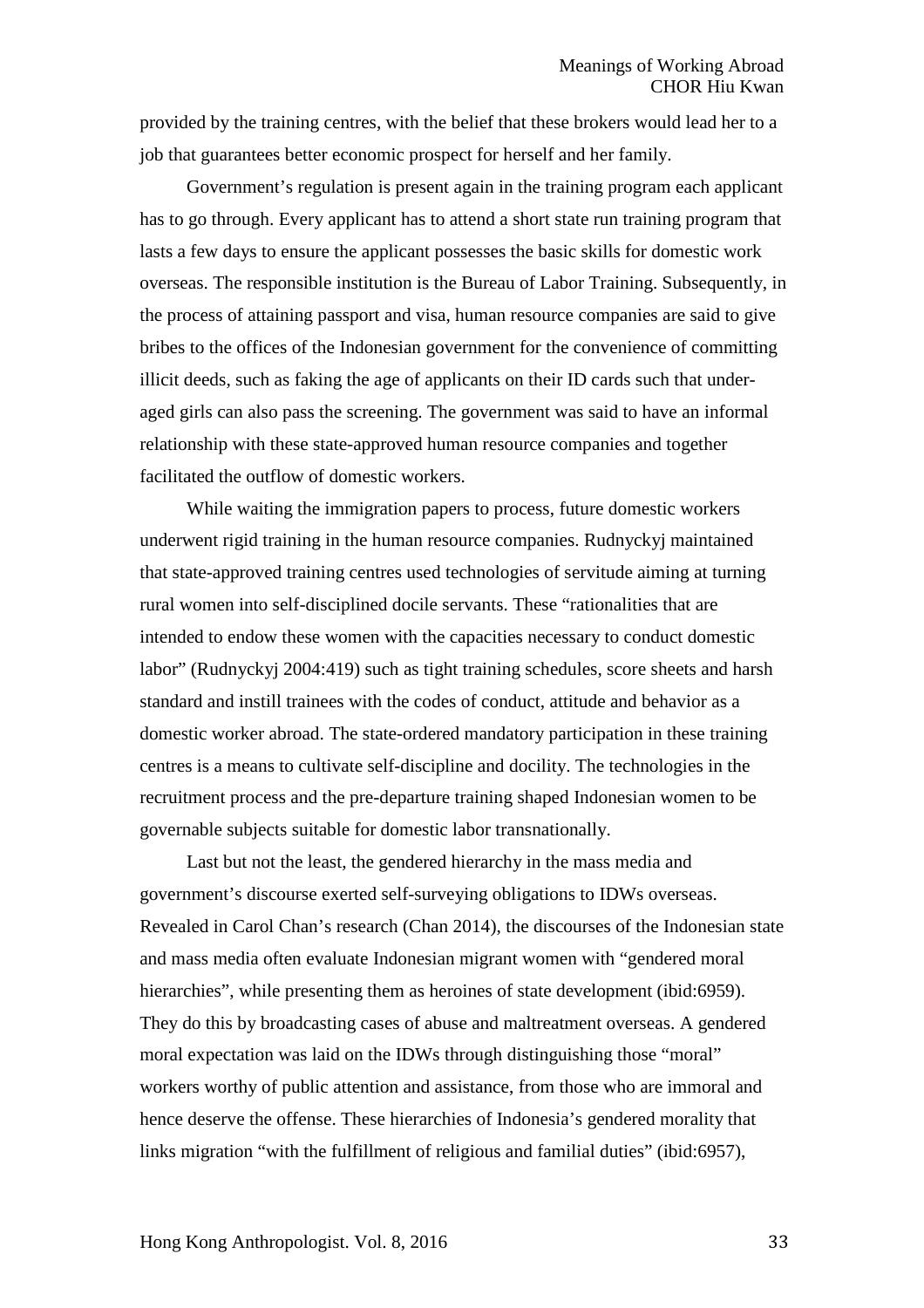provided by the training centres, with the belief that these brokers would lead her to a job that guarantees better economic prospect for herself and her family.

Government's regulation is present again in the training program each applicant has to go through. Every applicant has to attend a short state run training program that lasts a few days to ensure the applicant possesses the basic skills for domestic work overseas. The responsible institution is the Bureau of Labor Training. Subsequently, in the process of attaining passport and visa, human resource companies are said to give bribes to the offices of the Indonesian government for the convenience of committing illicit deeds, such as faking the age of applicants on their ID cards such that under-aged girls can also pass the screening. The government was said to have an informal relationship with these state-approved human resource companies and together facilitated the outflow of domestic workers.

While waiting the immigration papers to process, future domestic workers underwent rigid training in the human resource companies. Rudnyckyj maintained that state-approved training centres used technologies of servitude aiming at turning rural women into self-disciplined docile servants. These "rationalities that are intended to endow these women with the capacities necessary to conduct domestic labor" (Rudnyckyj 2004:419) such as tight training schedules, score sheets and harsh standard and instill trainees with the codes of conduct, attitude and behavior as a domestic worker abroad. The state-ordered mandatory participation in these training centres is a means to cultivate self-discipline and docility. The technologies in the recruitment process and the pre-departure training shaped Indonesian women to be governable subjects suitable for domestic labor transnationally.

Last but not the least, the gendered hierarchy in the mass media and government's discourse exerted self-surveying obligations to IDWs overseas. Revealed in Carol Chan's research (Chan 2014), the discourses of the Indonesian state and mass media often evaluate Indonesian migrant women with "gendered moral hierarchies", while presenting them as heroines of state development (ibid:6959). They do this by broadcasting cases of abuse and maltreatment overseas. A gendered moral expectation was laid on the IDWs through distinguishing those "moral" workers worthy of public attention and assistance, from those who are immoral and hence deserve the offense. These hierarchies of Indonesia's gendered morality that links migration "with the fulfillment of religious and familial duties" (ibid:6957),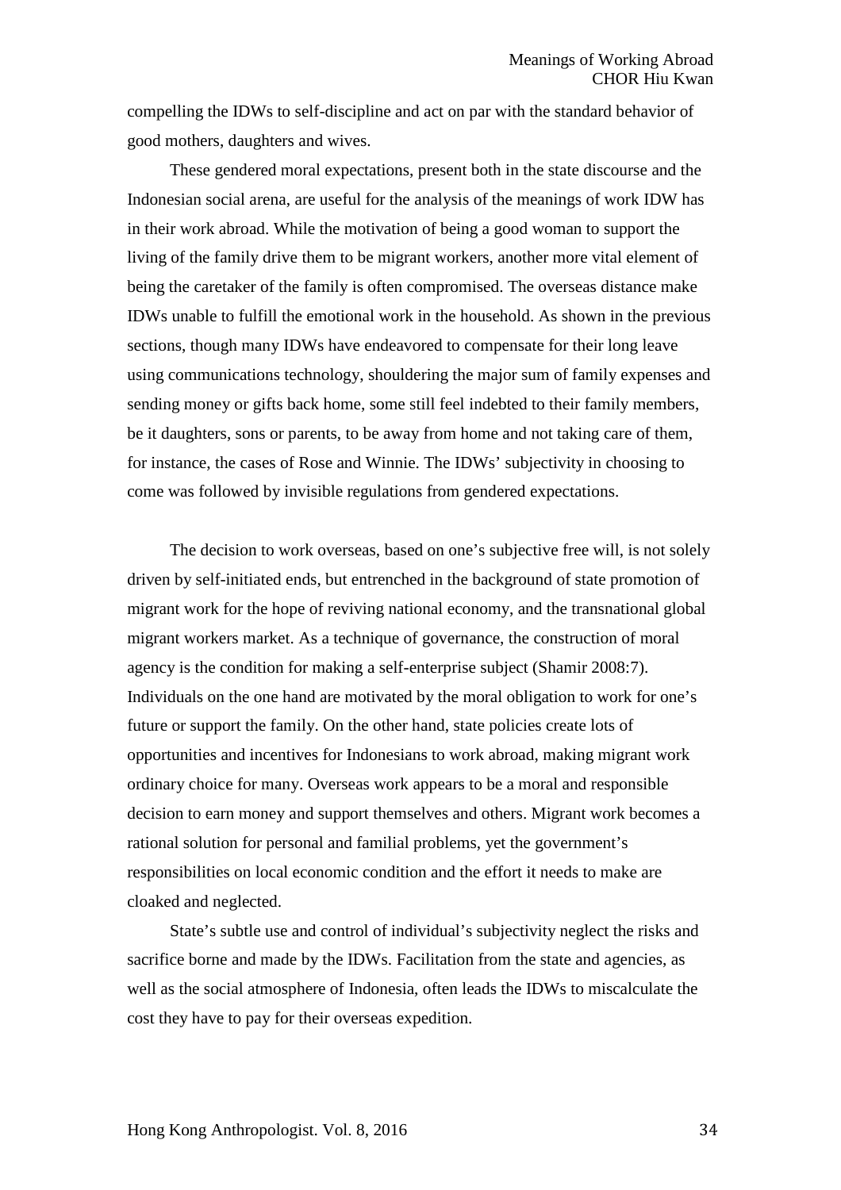compelling the IDWs to self-discipline and act on par with the standard behavior of good mothers, daughters and wives.

These gendered moral expectations, present both in the state discourse and the Indonesian social arena, are useful for the analysis of the meanings of work IDW has in their work abroad. While the motivation of being a good woman to support the living of the family drive them to be migrant workers, another more vital element of being the caretaker of the family is often compromised. The overseas distance make IDWs unable to fulfill the emotional work in the household. As shown in the previous sections, though many IDWs have endeavored to compensate for their long leave using communications technology, shouldering the major sum of family expenses and sending money or gifts back home, some still feel indebted to their family members, be it daughters, sons or parents, to be away from home and not taking care of them, for instance, the cases of Rose and Winnie. The IDWs' subjectivity in choosing to come was followed by invisible regulations from gendered expectations.

The decision to work overseas, based on one's subjective free will, is not solely driven by self-initiated ends, but entrenched in the background of state promotion of migrant work for the hope of reviving national economy, and the transnational global migrant workers market. As a technique of governance, the construction of moral agency is the condition for making a self-enterprise subject (Shamir 2008:7). Individuals on the one hand are motivated by the moral obligation to work for one's future or support the family. On the other hand, state policies create lots of opportunities and incentives for Indonesians to work abroad, making migrant work ordinary choice for many. Overseas work appears to be a moral and responsible decision to earn money and support themselves and others. Migrant work becomes a rational solution for personal and familial problems, yet the government's responsibilities on local economic condition and the effort it needs to make are cloaked and neglected.

State's subtle use and control of individual's subjectivity neglect the risks and sacrifice borne and made by the IDWs. Facilitation from the state and agencies, as well as the social atmosphere of Indonesia, often leads the IDWs to miscalculate the cost they have to pay for their overseas expedition.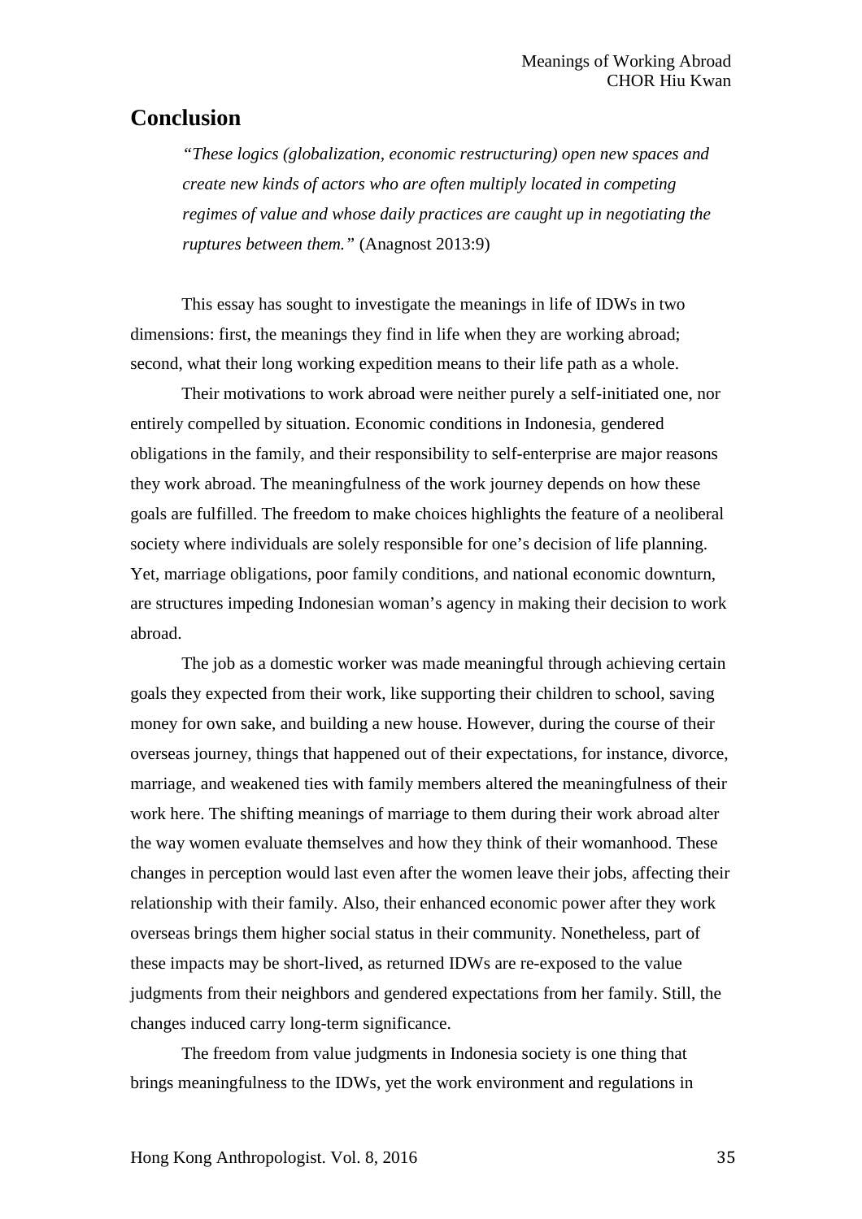## Conclusion

> *"These logics (globalization, economic restructuring) open new spaces and create new kinds of actors who are often multiply located in competing regimes of value and whose daily practices are caught up in negotiating the ruptures between them."* (Anagnost 2013:9)

This essay has sought to investigate the meanings in life of IDWs in two dimensions: first, the meanings they find in life when they are working abroad; second, what their long working expedition means to their life path as a whole.

Their motivations to work abroad were neither purely a self-initiated one, nor entirely compelled by situation. Economic conditions in Indonesia, gendered obligations in the family, and their responsibility to self-enterprise are major reasons they work abroad. The meaningfulness of the work journey depends on how these goals are fulfilled. The freedom to make choices highlights the feature of a neoliberal society where individuals are solely responsible for one's decision of life planning. Yet, marriage obligations, poor family conditions, and national economic downturn, are structures impeding Indonesian woman's agency in making their decision to work abroad.

The job as a domestic worker was made meaningful through achieving certain goals they expected from their work, like supporting their children to school, saving money for own sake, and building a new house. However, during the course of their overseas journey, things that happened out of their expectations, for instance, divorce, marriage, and weakened ties with family members altered the meaningfulness of their work here. The shifting meanings of marriage to them during their work abroad alter the way women evaluate themselves and how they think of their womanhood. These changes in perception would last even after the women leave their jobs, affecting their relationship with their family. Also, their enhanced economic power after they work overseas brings them higher social status in their community. Nonetheless, part of these impacts may be short-lived, as returned IDWs are re-exposed to the value judgments from their neighbors and gendered expectations from her family. Still, the changes induced carry long-term significance.

The freedom from value judgments in Indonesia society is one thing that brings meaningfulness to the IDWs, yet the work environment and regulations in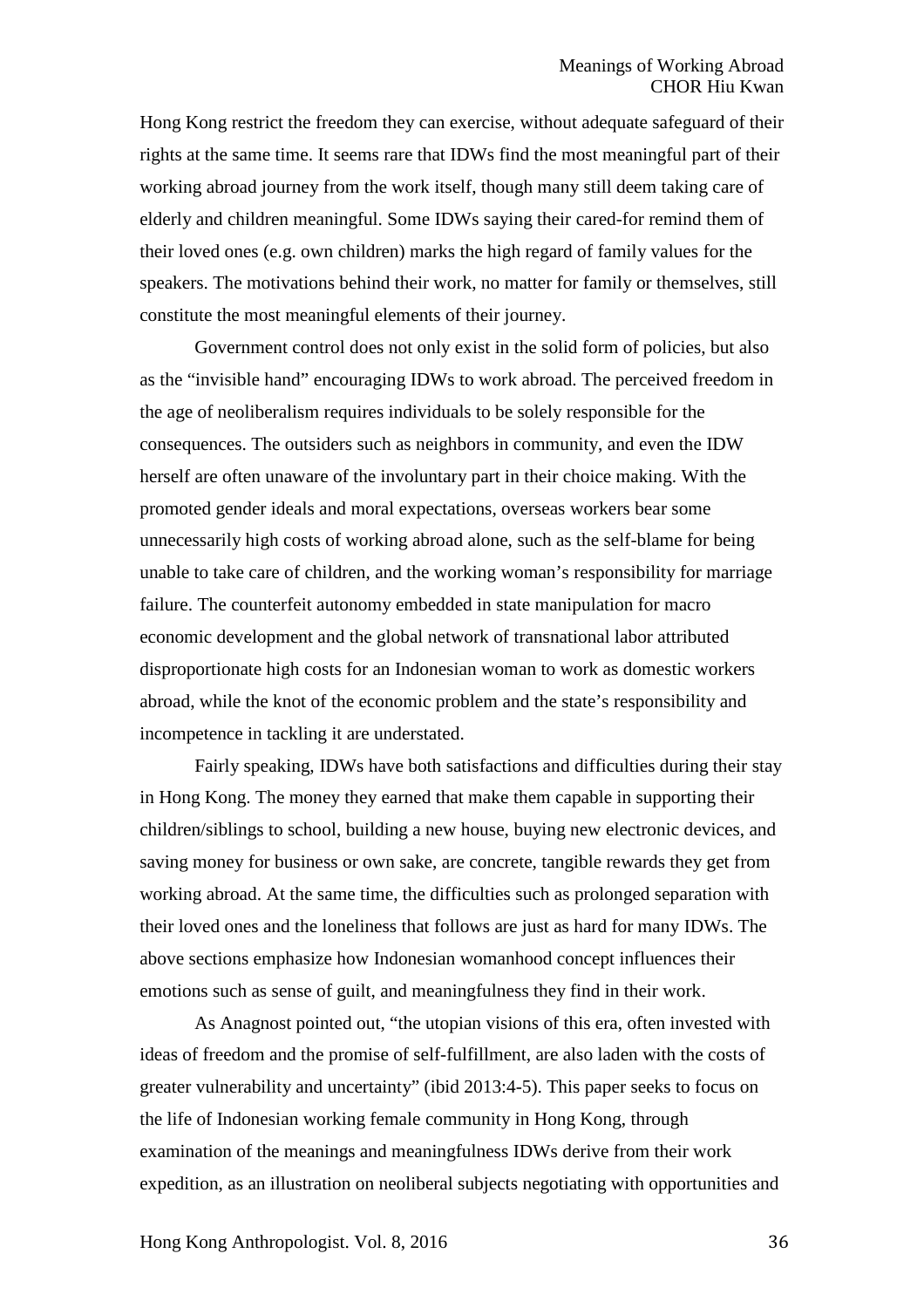Hong Kong restrict the freedom they can exercise, without adequate safeguard of their rights at the same time. It seems rare that IDWs find the most meaningful part of their working abroad journey from the work itself, though many still deem taking care of elderly and children meaningful. Some IDWs saying their cared-for remind them of their loved ones (e.g. own children) marks the high regard of family values for the speakers. The motivations behind their work, no matter for family or themselves, still constitute the most meaningful elements of their journey.

Government control does not only exist in the solid form of policies, but also as the "invisible hand" encouraging IDWs to work abroad. The perceived freedom in the age of neoliberalism requires individuals to be solely responsible for the consequences. The outsiders such as neighbors in community, and even the IDW herself are often unaware of the involuntary part in their choice making. With the promoted gender ideals and moral expectations, overseas workers bear some unnecessarily high costs of working abroad alone, such as the self-blame for being unable to take care of children, and the working woman's responsibility for marriage failure. The counterfeit autonomy embedded in state manipulation for macro economic development and the global network of transnational labor attributed disproportionate high costs for an Indonesian woman to work as domestic workers abroad, while the knot of the economic problem and the state's responsibility and incompetence in tackling it are understated.

Fairly speaking, IDWs have both satisfactions and difficulties during their stay in Hong Kong. The money they earned that make them capable in supporting their children/siblings to school, building a new house, buying new electronic devices, and saving money for business or own sake, are concrete, tangible rewards they get from working abroad. At the same time, the difficulties such as prolonged separation with their loved ones and the loneliness that follows are just as hard for many IDWs. The above sections emphasize how Indonesian womanhood concept influences their emotions such as sense of guilt, and meaningfulness they find in their work.

As Anagnost pointed out, "the utopian visions of this era, often invested with ideas of freedom and the promise of self-fulfillment, are also laden with the costs of greater vulnerability and uncertainty" (ibid 2013:4-5). This paper seeks to focus on the life of Indonesian working female community in Hong Kong, through examination of the meanings and meaningfulness IDWs derive from their work expedition, as an illustration on neoliberal subjects negotiating with opportunities and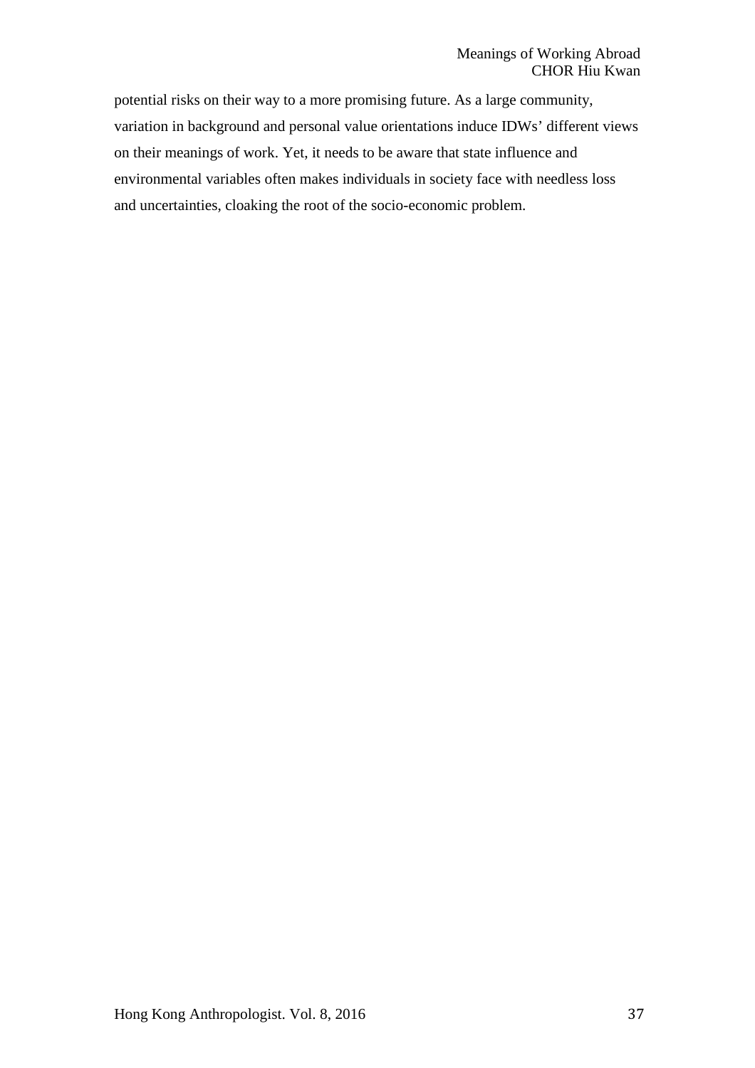potential risks on their way to a more promising future. As a large community, variation in background and personal value orientations induce IDWs' different views on their meanings of work. Yet, it needs to be aware that state influence and environmental variables often makes individuals in society face with needless loss and uncertainties, cloaking the root of the socio-economic problem.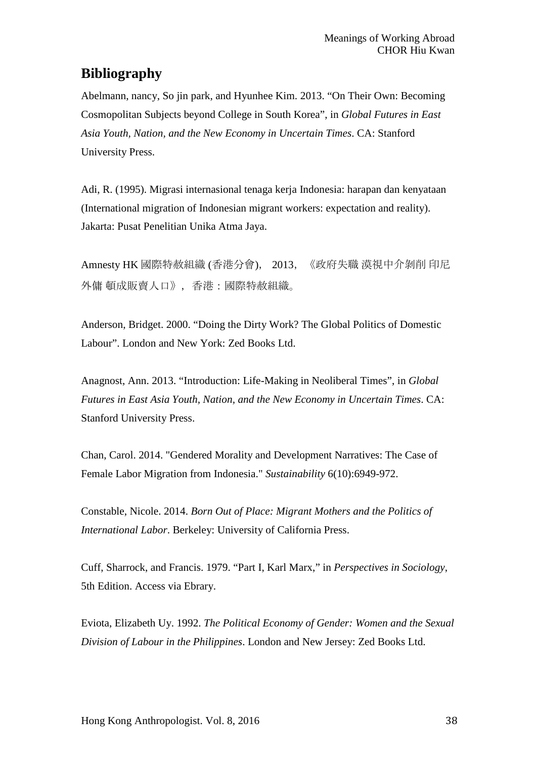## Bibliography

Abelmann, nancy, So jin park, and Hyunhee Kim. 2013. “On Their Own: Becoming Cosmopolitan Subjects beyond College in South Korea”, in *Global Futures in East Asia Youth, Nation, and the New Economy in Uncertain Times*. CA: Stanford University Press.

Adi, R. (1995). Migrasi internasional tenaga kerja Indonesia: harapan dan kenyataan (International migration of Indonesian migrant workers: expectation and reality). Jakarta: Pusat Penelitian Unika Atma Jaya.

Amnesty HK 國際特赦組織 (香港分會)， 2013， 《政府失職 漠視中介剝削 印尼外傭 頓成販賣人口》， 香港：國際特赦組織。

Anderson, Bridget. 2000. “Doing the Dirty Work? The Global Politics of Domestic Labour”. London and New York: Zed Books Ltd.

Anagnost, Ann. 2013. “Introduction: Life-Making in Neoliberal Times”, in *Global Futures in East Asia Youth, Nation, and the New Economy in Uncertain Times*. CA: Stanford University Press.

Chan, Carol. 2014. "Gendered Morality and Development Narratives: The Case of Female Labor Migration from Indonesia." *Sustainability* 6(10):6949-972.

Constable, Nicole. 2014. *Born Out of Place: Migrant Mothers and the Politics of International Labor*. Berkeley: University of California Press.

Cuff, Sharrock, and Francis. 1979. “Part I, Karl Marx,” in *Perspectives in Sociology*, 5th Edition. Access via Ebrary.

Eviota, Elizabeth Uy. 1992. *The Political Economy of Gender: Women and the Sexual Division of Labour in the Philippines*. London and New Jersey: Zed Books Ltd.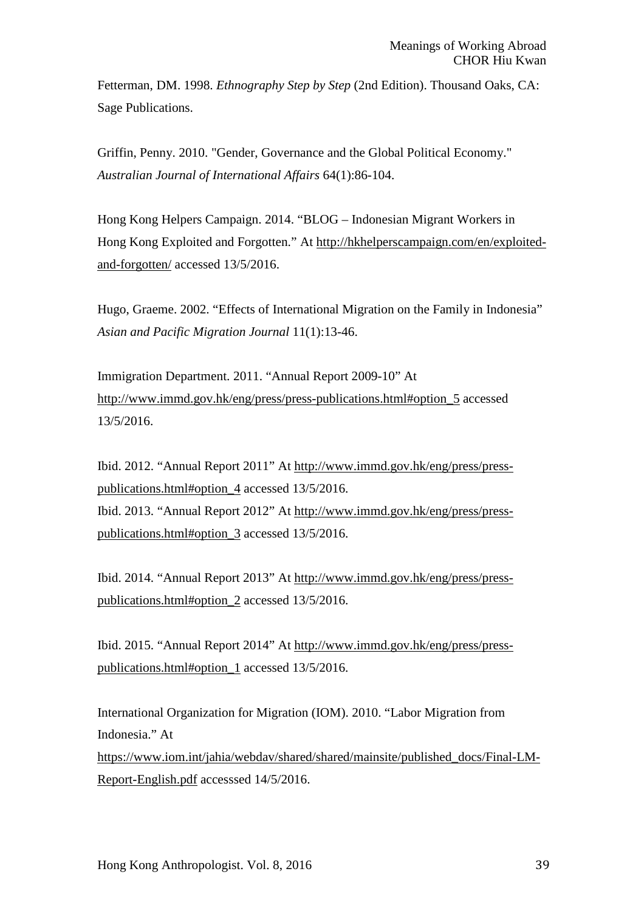Fetterman, DM. 1998. *Ethnography Step by Step* (2nd Edition). Thousand Oaks, CA: Sage Publications.

Griffin, Penny. 2010. "Gender, Governance and the Global Political Economy." *Australian Journal of International Affairs* 64(1):86-104.

Hong Kong Helpers Campaign. 2014. "BLOG – Indonesian Migrant Workers in Hong Kong Exploited and Forgotten." At http://hkhelperscampaign.com/en/exploited-and-forgotten/ accessed 13/5/2016.

Hugo, Graeme. 2002. "Effects of International Migration on the Family in Indonesia" *Asian and Pacific Migration Journal* 11(1):13-46.

Immigration Department. 2011. "Annual Report 2009-10" At http://www.immd.gov.hk/eng/press/press-publications.html#option_5 accessed 13/5/2016.

Ibid. 2012. "Annual Report 2011" At http://www.immd.gov.hk/eng/press/press-publications.html#option_4 accessed 13/5/2016.
Ibid. 2013. "Annual Report 2012" At http://www.immd.gov.hk/eng/press/press-publications.html#option_3 accessed 13/5/2016.

Ibid. 2014. "Annual Report 2013" At http://www.immd.gov.hk/eng/press/press-publications.html#option_2 accessed 13/5/2016.

Ibid. 2015. "Annual Report 2014" At http://www.immd.gov.hk/eng/press/press-publications.html#option_1 accessed 13/5/2016.

International Organization for Migration (IOM). 2010. "Labor Migration from Indonesia." At https://www.iom.int/jahia/webdav/shared/shared/mainsite/published_docs/Final-LM-Report-English.pdf accesssed 14/5/2016.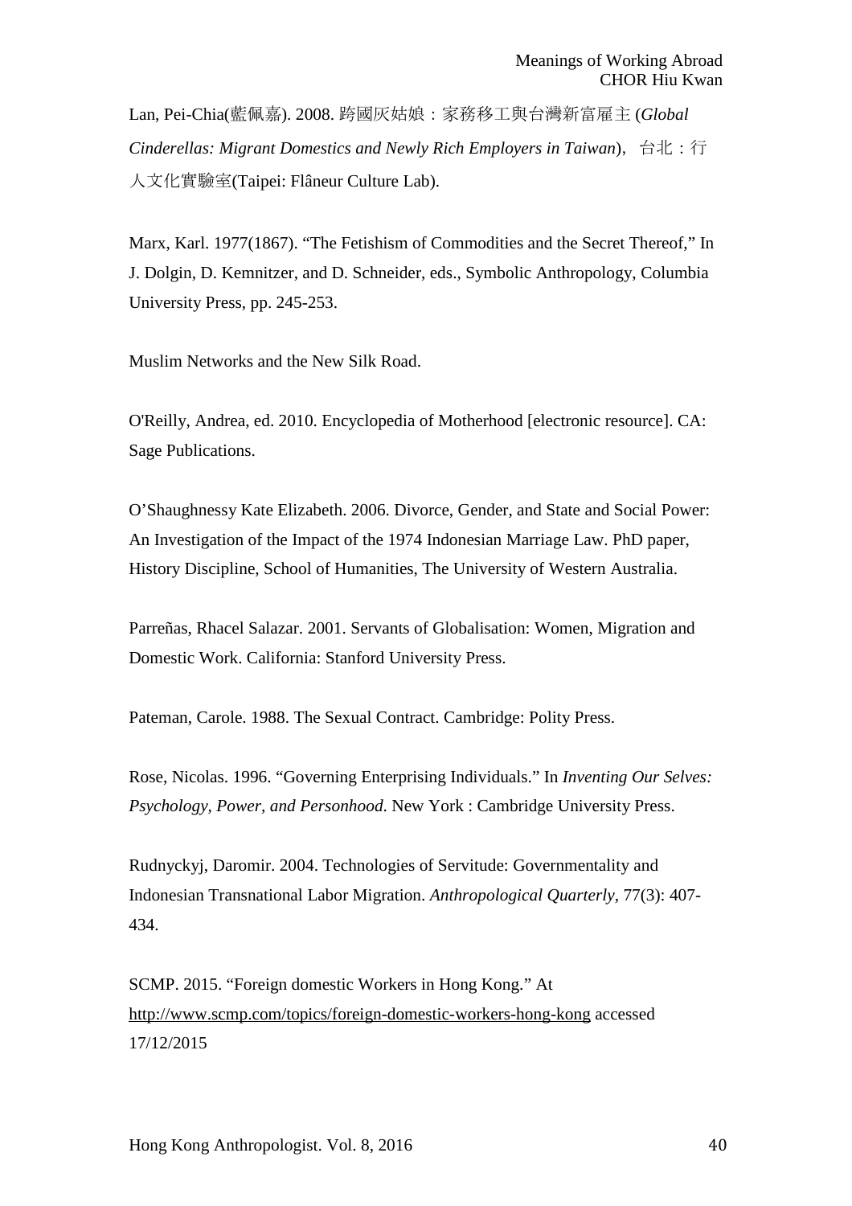Lan, Pei-Chia(藍佩嘉). 2008. 跨國灰姑娘：家務移工與台灣新富雇主 (*Global Cinderellas: Migrant Domestics and Newly Rich Employers in Taiwan*)，台北：行人文化實驗室(Taipei: Flâneur Culture Lab).

Marx, Karl. 1977(1867). “The Fetishism of Commodities and the Secret Thereof,” In J. Dolgin, D. Kemnitzer, and D. Schneider, eds., Symbolic Anthropology, Columbia University Press, pp. 245-253.

Muslim Networks and the New Silk Road.

O'Reilly, Andrea, ed. 2010. Encyclopedia of Motherhood [electronic resource]. CA: Sage Publications.

O’Shaughnessy Kate Elizabeth. 2006. Divorce, Gender, and State and Social Power: An Investigation of the Impact of the 1974 Indonesian Marriage Law. PhD paper, History Discipline, School of Humanities, The University of Western Australia.

Parreñas, Rhacel Salazar. 2001. Servants of Globalisation: Women, Migration and Domestic Work. California: Stanford University Press.

Pateman, Carole. 1988. The Sexual Contract. Cambridge: Polity Press.

Rose, Nicolas. 1996. “Governing Enterprising Individuals.” In *Inventing Our Selves: Psychology, Power, and Personhood*. New York : Cambridge University Press.

Rudnyckyj, Daromir. 2004. Technologies of Servitude: Governmentality and Indonesian Transnational Labor Migration. *Anthropological Quarterly*, 77(3): 407-434.

SCMP. 2015. “Foreign domestic Workers in Hong Kong.” At http://www.scmp.com/topics/foreign-domestic-workers-hong-kong accessed 17/12/2015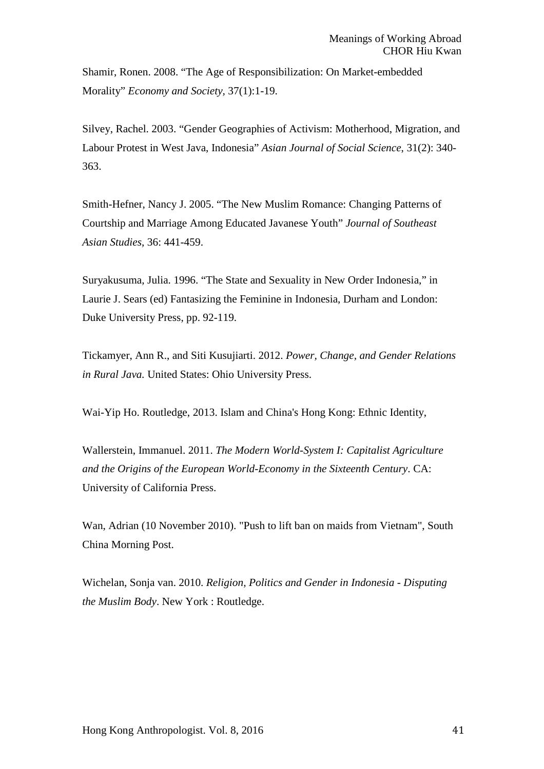Shamir, Ronen. 2008. "The Age of Responsibilization: On Market-embedded Morality" *Economy and Society*, 37(1):1-19.

Silvey, Rachel. 2003. "Gender Geographies of Activism: Motherhood, Migration, and Labour Protest in West Java, Indonesia" *Asian Journal of Social Science*, 31(2): 340-363.

Smith-Hefner, Nancy J. 2005. "The New Muslim Romance: Changing Patterns of Courtship and Marriage Among Educated Javanese Youth" *Journal of Southeast Asian Studies*, 36: 441-459.

Suryakusuma, Julia. 1996. "The State and Sexuality in New Order Indonesia," in Laurie J. Sears (ed) Fantasizing the Feminine in Indonesia, Durham and London: Duke University Press, pp. 92-119.

Tickamyer, Ann R., and Siti Kusujiarti. 2012. *Power, Change, and Gender Relations in Rural Java.* United States: Ohio University Press.

Wai-Yip Ho. Routledge, 2013. Islam and China's Hong Kong: Ethnic Identity,

Wallerstein, Immanuel. 2011. *The Modern World-System I: Capitalist Agriculture and the Origins of the European World-Economy in the Sixteenth Century*. CA: University of California Press.

Wan, Adrian (10 November 2010). "Push to lift ban on maids from Vietnam", South China Morning Post.

Wichelan, Sonja van. 2010. *Religion, Politics and Gender in Indonesia - Disputing the Muslim Body*. New York : Routledge.